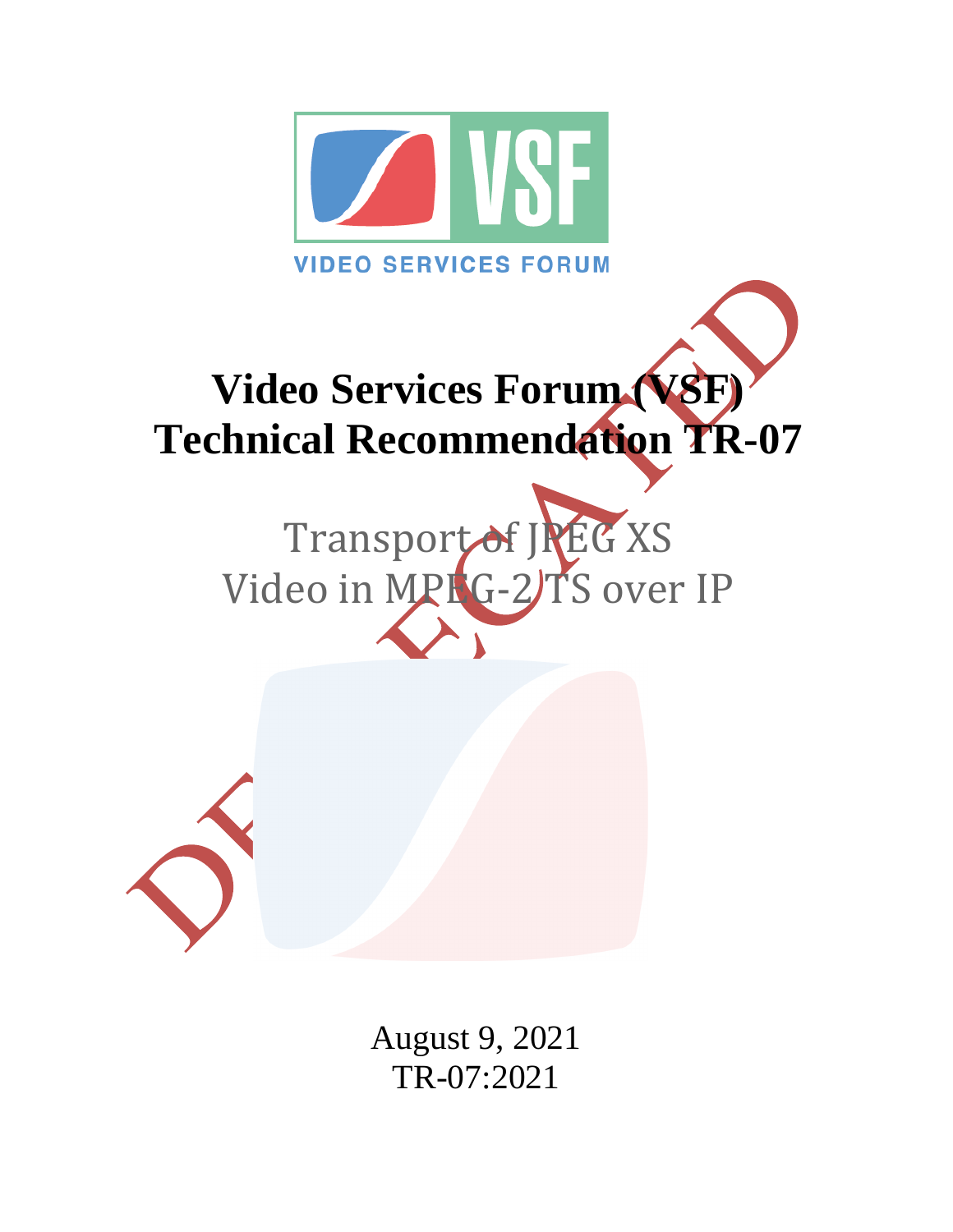VIDEO SERVICES FORUM

DEPRECATED

# Video Services Forum (VSF) Technical Recommendation TR-07

## Transport of JPEG XS Video in MPEG-2 TS over IP

August 9, 2021
TR-07:2021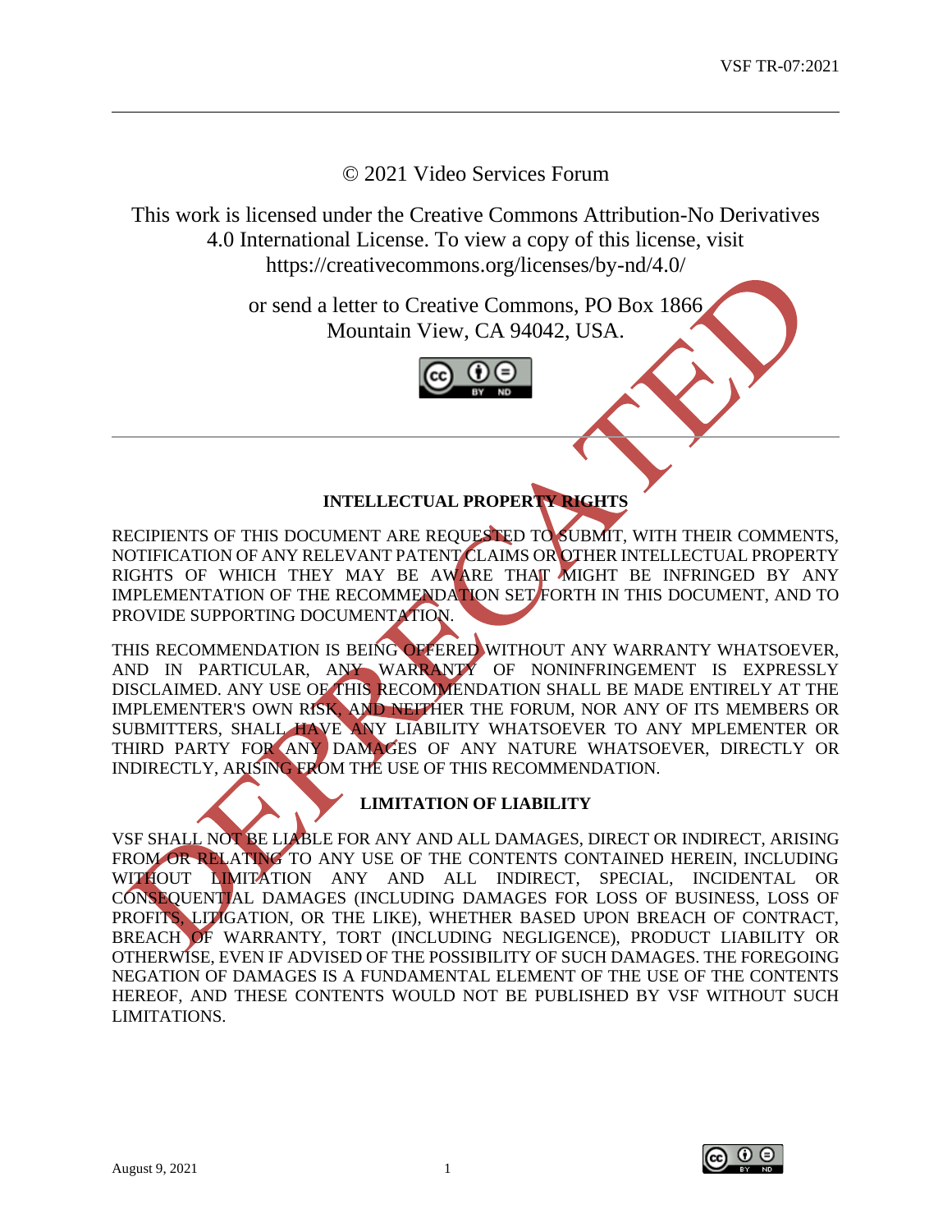© 2021 Video Services Forum

This work is licensed under the Creative Commons Attribution-No Derivatives 4.0 International License. To view a copy of this license, visit https://creativecommons.org/licenses/by-nd/4.0/

or send a letter to Creative Commons, PO Box 1866 Mountain View, CA 94042, USA.

---

**INTELLECTUAL PROPERTY RIGHTS**

RECIPIENTS OF THIS DOCUMENT ARE REQUESTED TO SUBMIT, WITH THEIR COMMENTS, NOTIFICATION OF ANY RELEVANT PATENT CLAIMS OR OTHER INTELLECTUAL PROPERTY RIGHTS OF WHICH THEY MAY BE AWARE THAT MIGHT BE INFRINGED BY ANY IMPLEMENTATION OF THE RECOMMENDATION SET FORTH IN THIS DOCUMENT, AND TO PROVIDE SUPPORTING DOCUMENTATION.

THIS RECOMMENDATION IS BEING OFFERED WITHOUT ANY WARRANTY WHATSOEVER, AND IN PARTICULAR, ANY WARRANTY OF NONINFRINGEMENT IS EXPRESSLY DISCLAIMED. ANY USE OF THIS RECOMMENDATION SHALL BE MADE ENTIRELY AT THE IMPLEMENTER'S OWN RISK, AND NEITHER THE FORUM, NOR ANY OF ITS MEMBERS OR SUBMITTERS, SHALL HAVE ANY LIABILITY WHATSOEVER TO ANY MPLEMENTER OR THIRD PARTY FOR ANY DAMAGES OF ANY NATURE WHATSOEVER, DIRECTLY OR INDIRECTLY, ARISING FROM THE USE OF THIS RECOMMENDATION.

**LIMITATION OF LIABILITY**

VSF SHALL NOT BE LIABLE FOR ANY AND ALL DAMAGES, DIRECT OR INDIRECT, ARISING FROM OR RELATING TO ANY USE OF THE CONTENTS CONTAINED HEREIN, INCLUDING WITHOUT LIMITATION ANY AND ALL INDIRECT, SPECIAL, INCIDENTAL OR CONSEQUENTIAL DAMAGES (INCLUDING DAMAGES FOR LOSS OF BUSINESS, LOSS OF PROFITS, LITIGATION, OR THE LIKE), WHETHER BASED UPON BREACH OF CONTRACT, BREACH OF WARRANTY, TORT (INCLUDING NEGLIGENCE), PRODUCT LIABILITY OR OTHERWISE, EVEN IF ADVISED OF THE POSSIBILITY OF SUCH DAMAGES. THE FOREGOING NEGATION OF DAMAGES IS A FUNDAMENTAL ELEMENT OF THE USE OF THE CONTENTS HEREOF, AND THESE CONTENTS WOULD NOT BE PUBLISHED BY VSF WITHOUT SUCH LIMITATIONS.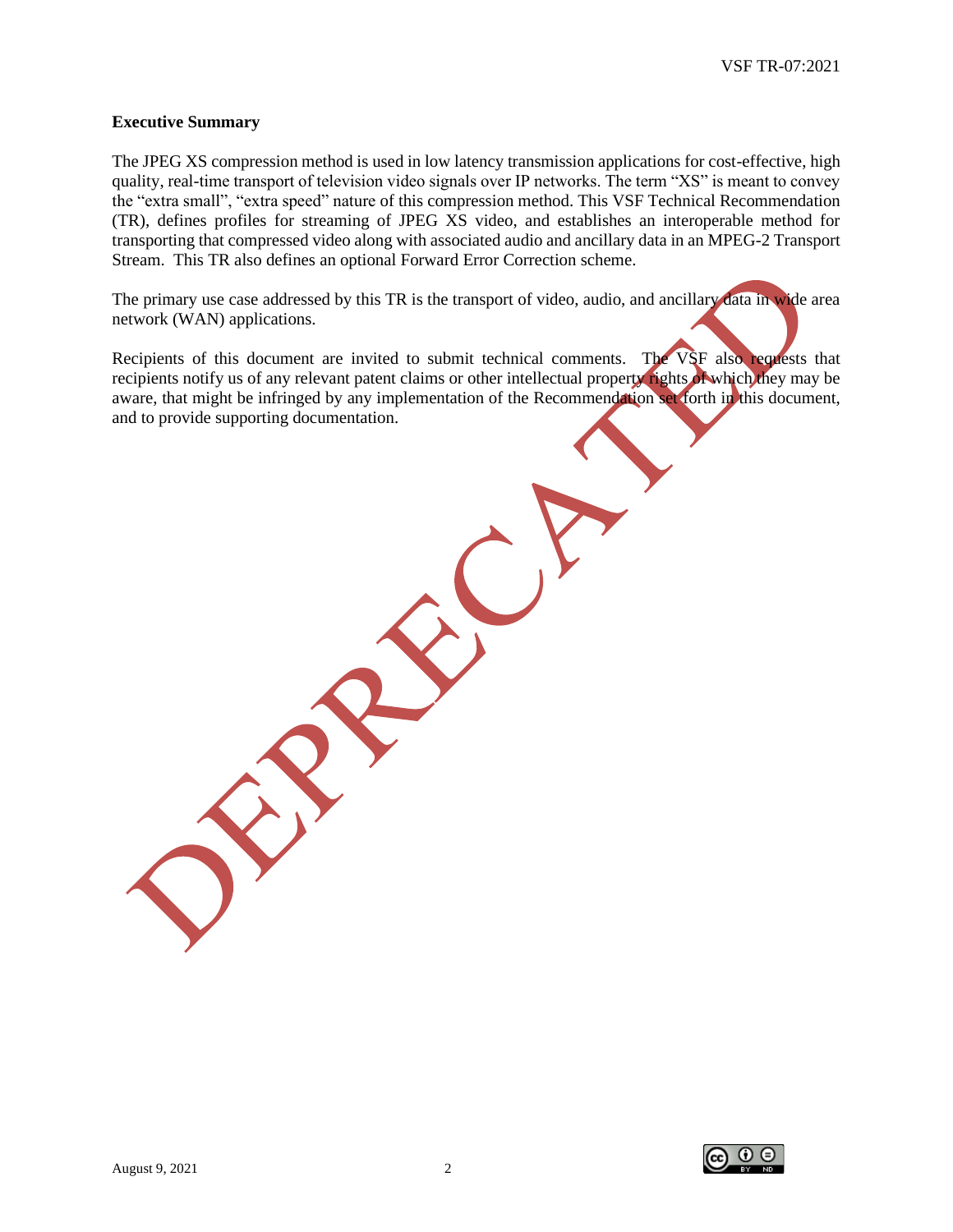**Executive Summary**

The JPEG XS compression method is used in low latency transmission applications for cost-effective, high quality, real-time transport of television video signals over IP networks. The term "XS" is meant to convey the "extra small", "extra speed" nature of this compression method. This VSF Technical Recommendation (TR), defines profiles for streaming of JPEG XS video, and establishes an interoperable method for transporting that compressed video along with associated audio and ancillary data in an MPEG-2 Transport Stream. This TR also defines an optional Forward Error Correction scheme.

The primary use case addressed by this TR is the transport of video, audio, and ancillary data in wide area network (WAN) applications.

Recipients of this document are invited to submit technical comments. The VSF also requests that recipients notify us of any relevant patent claims or other intellectual property rights of which they may be aware, that might be infringed by any implementation of the Recommendation set forth in this document, and to provide supporting documentation.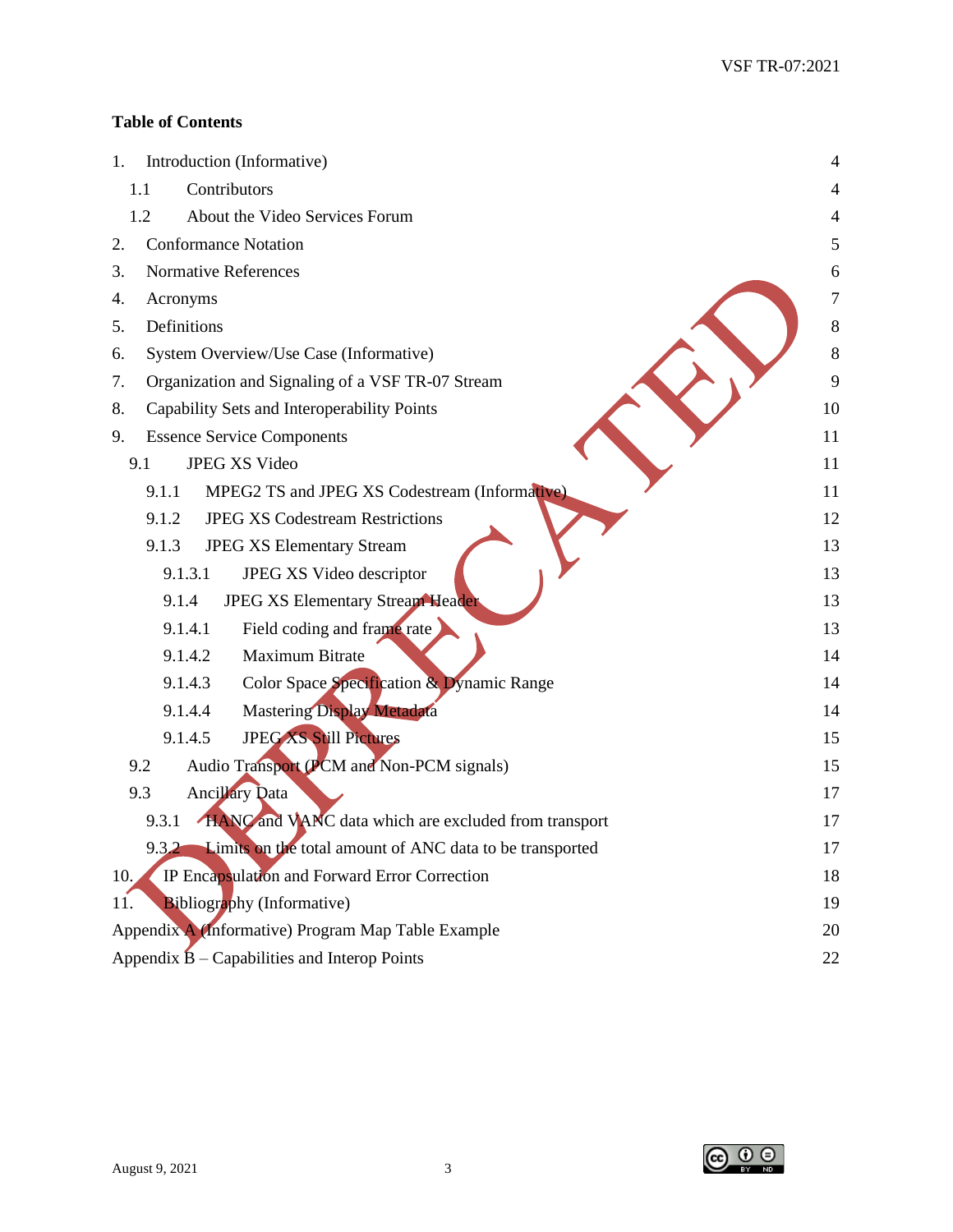**Table of Contents**

| | | |
|---|---|---|
| 1. | Introduction (Informative) | 4 |
| 1.1 | Contributors | 4 |
| 1.2 | About the Video Services Forum | 4 |
| 2. | Conformance Notation | 5 |
| 3. | Normative References | 6 |
| 4. | Acronyms | 7 |
| 5. | Definitions | 8 |
| 6. | System Overview/Use Case (Informative) | 8 |
| 7. | Organization and Signaling of a VSF TR-07 Stream | 9 |
| 8. | Capability Sets and Interoperability Points | 10 |
| 9. | Essence Service Components | 11 |
| 9.1 | JPEG XS Video | 11 |
| 9.1.1 | MPEG2 TS and JPEG XS Codestream (Informative) | 11 |
| 9.1.2 | JPEG XS Codestream Restrictions | 12 |
| 9.1.3 | JPEG XS Elementary Stream | 13 |
| 9.1.3.1 | JPEG XS Video descriptor | 13 |
| 9.1.4 | JPEG XS Elementary Stream Header | 13 |
| 9.1.4.1 | Field coding and frame rate | 13 |
| 9.1.4.2 | Maximum Bitrate | 14 |
| 9.1.4.3 | Color Space Specification & Dynamic Range | 14 |
| 9.1.4.4 | Mastering Display Metadata | 14 |
| 9.1.4.5 | JPEG XS Still Pictures | 15 |
| 9.2 | Audio Transport (PCM and Non-PCM signals) | 15 |
| 9.3 | Ancillary Data | 17 |
| 9.3.1 | HANC and VANC data which are excluded from transport | 17 |
| 9.3.2 | Limits on the total amount of ANC data to be transported | 17 |
| 10. | IP Encapsulation and Forward Error Correction | 18 |
| 11. | Bibliography (Informative) | 19 |
| | Appendix A (Informative) Program Map Table Example | 20 |
| | Appendix B – Capabilities and Interop Points | 22 |

DEPRECATED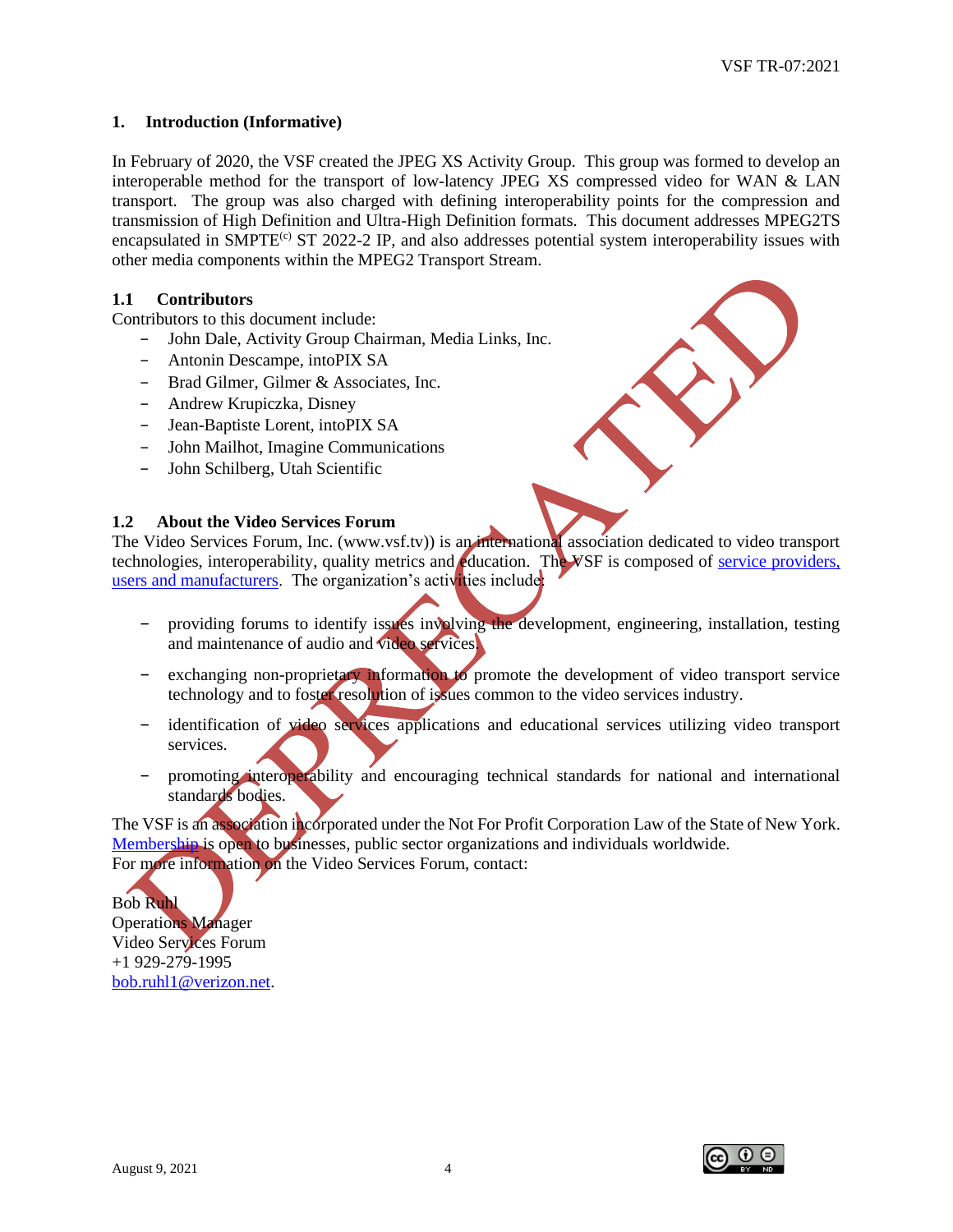## 1. Introduction (Informative)

In February of 2020, the VSF created the JPEG XS Activity Group. This group was formed to develop an interoperable method for the transport of low-latency JPEG XS compressed video for WAN & LAN transport. The group was also charged with defining interoperability points for the compression and transmission of High Definition and Ultra-High Definition formats. This document addresses MPEG2TS encapsulated in SMPTE(c) ST 2022-2 IP, and also addresses potential system interoperability issues with other media components within the MPEG2 Transport Stream.

### 1.1 Contributors

Contributors to this document include:

- John Dale, Activity Group Chairman, Media Links, Inc.
- Antonin Descampe, intoPIX SA
- Brad Gilmer, Gilmer & Associates, Inc.
- Andrew Krupiczka, Disney
- Jean-Baptiste Lorent, intoPIX SA
- John Mailhot, Imagine Communications
- John Schilberg, Utah Scientific

### 1.2 About the Video Services Forum

The Video Services Forum, Inc. (www.vsf.tv)) is an international association dedicated to video transport technologies, interoperability, quality metrics and education. The VSF is composed of service providers, users and manufacturers. The organization's activities include:

- providing forums to identify issues involving the development, engineering, installation, testing and maintenance of audio and video services.
- exchanging non-proprietary information to promote the development of video transport service technology and to foster resolution of issues common to the video services industry.
- identification of video services applications and educational services utilizing video transport services.
- promoting interoperability and encouraging technical standards for national and international standards bodies.

The VSF is an association incorporated under the Not For Profit Corporation Law of the State of New York. Membership is open to businesses, public sector organizations and individuals worldwide.
For more information on the Video Services Forum, contact:

Bob Ruhl
Operations Manager
Video Services Forum
+1 929-279-1995
bob.ruhl1@verizon.net.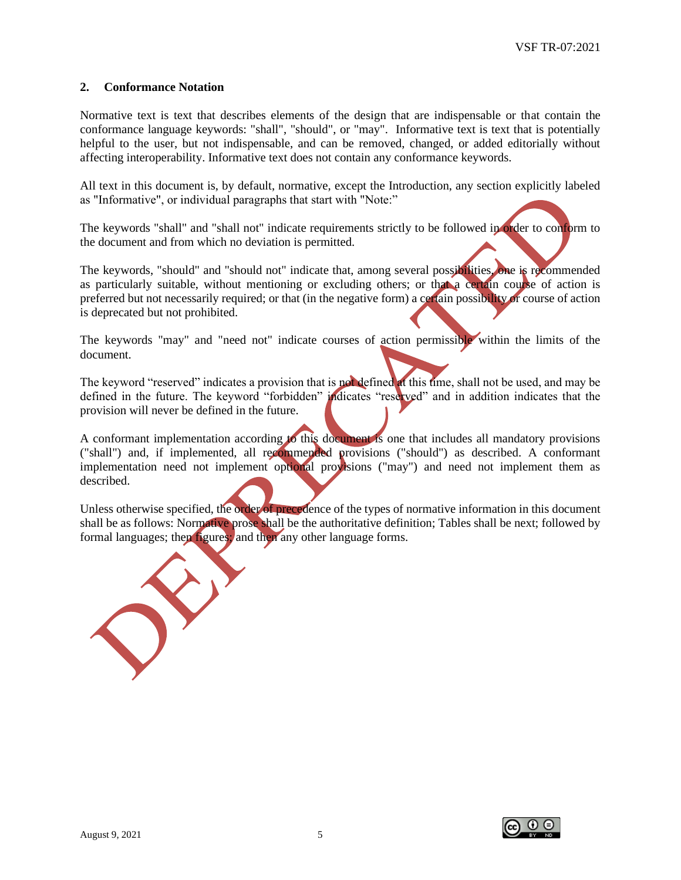## 2. Conformance Notation

Normative text is text that describes elements of the design that are indispensable or that contain the conformance language keywords: "shall", "should", or "may". Informative text is text that is potentially helpful to the user, but not indispensable, and can be removed, changed, or added editorially without affecting interoperability. Informative text does not contain any conformance keywords.

All text in this document is, by default, normative, except the Introduction, any section explicitly labeled as "Informative", or individual paragraphs that start with "Note:"

The keywords "shall" and "shall not" indicate requirements strictly to be followed in order to conform to the document and from which no deviation is permitted.

The keywords, "should" and "should not" indicate that, among several possibilities, one is recommended as particularly suitable, without mentioning or excluding others; or that a certain course of action is preferred but not necessarily required; or that (in the negative form) a certain possibility or course of action is deprecated but not prohibited.

The keywords "may" and "need not" indicate courses of action permissible within the limits of the document.

The keyword "reserved" indicates a provision that is not defined at this time, shall not be used, and may be defined in the future. The keyword "forbidden" indicates "reserved" and in addition indicates that the provision will never be defined in the future.

A conformant implementation according to this document is one that includes all mandatory provisions ("shall") and, if implemented, all recommended provisions ("should") as described. A conformant implementation need not implement optional provisions ("may") and need not implement them as described.

Unless otherwise specified, the order of precedence of the types of normative information in this document shall be as follows: Normative prose shall be the authoritative definition; Tables shall be next; followed by formal languages; then figures; and then any other language forms.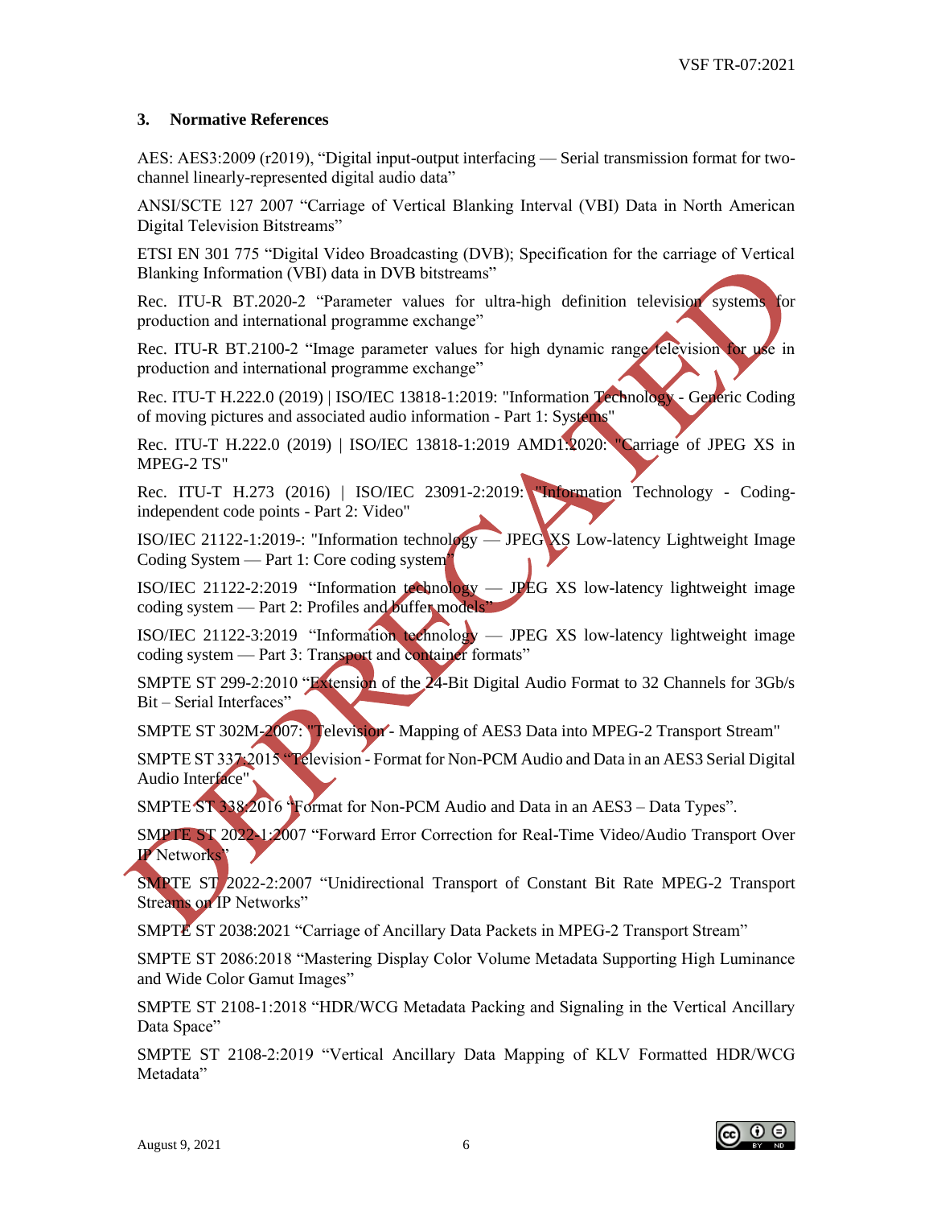## 3. Normative References

AES: AES3:2009 (r2019), "Digital input-output interfacing — Serial transmission format for two-channel linearly-represented digital audio data"

ANSI/SCTE 127 2007 "Carriage of Vertical Blanking Interval (VBI) Data in North American Digital Television Bitstreams"

ETSI EN 301 775 "Digital Video Broadcasting (DVB); Specification for the carriage of Vertical Blanking Information (VBI) data in DVB bitstreams"

Rec. ITU-R BT.2020-2 "Parameter values for ultra-high definition television systems for production and international programme exchange"

Rec. ITU-R BT.2100-2 "Image parameter values for high dynamic range television for use in production and international programme exchange"

Rec. ITU-T H.222.0 (2019) | ISO/IEC 13818-1:2019: "Information Technology - Generic Coding of moving pictures and associated audio information - Part 1: Systems"

Rec. ITU-T H.222.0 (2019) | ISO/IEC 13818-1:2019 AMD1:2020: "Carriage of JPEG XS in MPEG-2 TS"

Rec. ITU-T H.273 (2016) | ISO/IEC 23091-2:2019: "Information Technology - Coding-independent code points - Part 2: Video"

ISO/IEC 21122-1:2019-: "Information technology — JPEG XS Low-latency Lightweight Image Coding System — Part 1: Core coding system"

ISO/IEC 21122-2:2019 "Information technology — JPEG XS low-latency lightweight image coding system — Part 2: Profiles and buffer models"

ISO/IEC 21122-3:2019 "Information technology — JPEG XS low-latency lightweight image coding system — Part 3: Transport and container formats"

SMPTE ST 299-2:2010 "Extension of the 24-Bit Digital Audio Format to 32 Channels for 3Gb/s Bit – Serial Interfaces"

SMPTE ST 302M-2007: "Television - Mapping of AES3 Data into MPEG-2 Transport Stream"

SMPTE ST 337:2015 "Television - Format for Non-PCM Audio and Data in an AES3 Serial Digital Audio Interface"

SMPTE ST 338:2016 "Format for Non-PCM Audio and Data in an AES3 – Data Types".

SMPTE ST 2022-1:2007 "Forward Error Correction for Real-Time Video/Audio Transport Over IP Networks"

SMPTE ST 2022-2:2007 "Unidirectional Transport of Constant Bit Rate MPEG-2 Transport Streams on IP Networks"

SMPTE ST 2038:2021 "Carriage of Ancillary Data Packets in MPEG-2 Transport Stream"

SMPTE ST 2086:2018 "Mastering Display Color Volume Metadata Supporting High Luminance and Wide Color Gamut Images"

SMPTE ST 2108-1:2018 "HDR/WCG Metadata Packing and Signaling in the Vertical Ancillary Data Space"

SMPTE ST 2108-2:2019 "Vertical Ancillary Data Mapping of KLV Formatted HDR/WCG Metadata"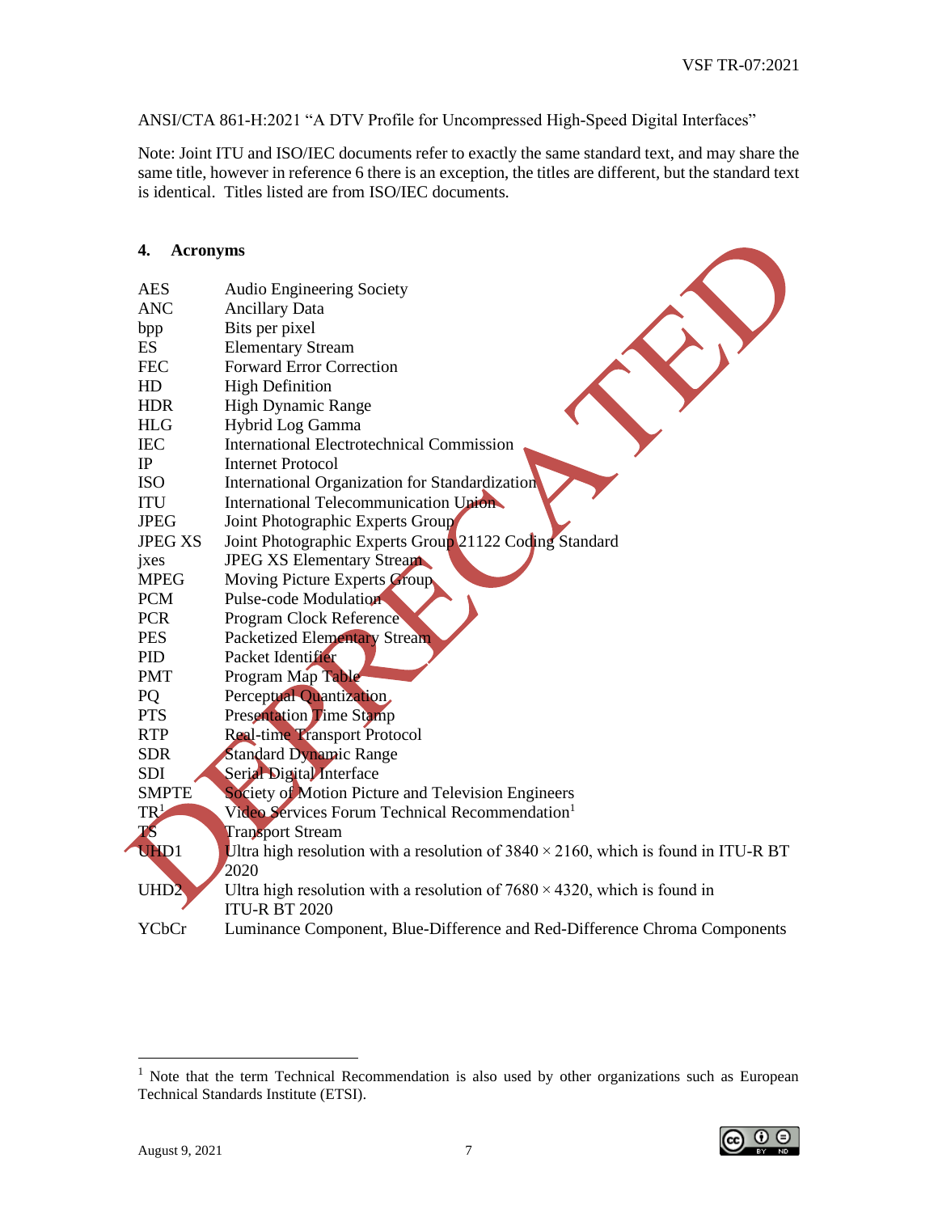ANSI/CTA 861-H:2021 “A DTV Profile for Uncompressed High-Speed Digital Interfaces”

Note: Joint ITU and ISO/IEC documents refer to exactly the same standard text, and may share the same title, however in reference 6 there is an exception, the titles are different, but the standard text is identical. Titles listed are from ISO/IEC documents.

## 4. Acronyms

| | |
|---|---|
| AES | Audio Engineering Society |
| ANC | Ancillary Data |
| bpp | Bits per pixel |
| ES | Elementary Stream |
| FEC | Forward Error Correction |
| HD | High Definition |
| HDR | High Dynamic Range |
| HLG | Hybrid Log Gamma |
| IEC | International Electrotechnical Commission |
| IP | Internet Protocol |
| ISO | International Organization for Standardization |
| ITU | International Telecommunication Union |
| JPEG | Joint Photographic Experts Group |
| JPEG XS | Joint Photographic Experts Group 21122 Coding Standard |
| jxes | JPEG XS Elementary Stream |
| MPEG | Moving Picture Experts Group |
| PCM | Pulse-code Modulation |
| PCR | Program Clock Reference |
| PES | Packetized Elementary Stream |
| PID | Packet Identifier |
| PMT | Program Map Table |
| PQ | Perceptual Quantization |
| PTS | Presentation Time Stamp |
| RTP | Real-time Transport Protocol |
| SDR | Standard Dynamic Range |
| SDI | Serial Digital Interface |
| SMPTE | Society of Motion Picture and Television Engineers |
| TR[1] | Video Services Forum Technical Recommendation[1] |
| TS | Transport Stream |
| UHD1 | Ultra high resolution with a resolution of 3840 × 2160, which is found in ITU-R BT 2020 |
| UHD2 | Ultra high resolution with a resolution of 7680 × 4320, which is found in ITU-R BT 2020 |
| YCbCr | Luminance Component, Blue-Difference and Red-Difference Chroma Components |

[1] Note that the term Technical Recommendation is also used by other organizations such as European Technical Standards Institute (ETSI).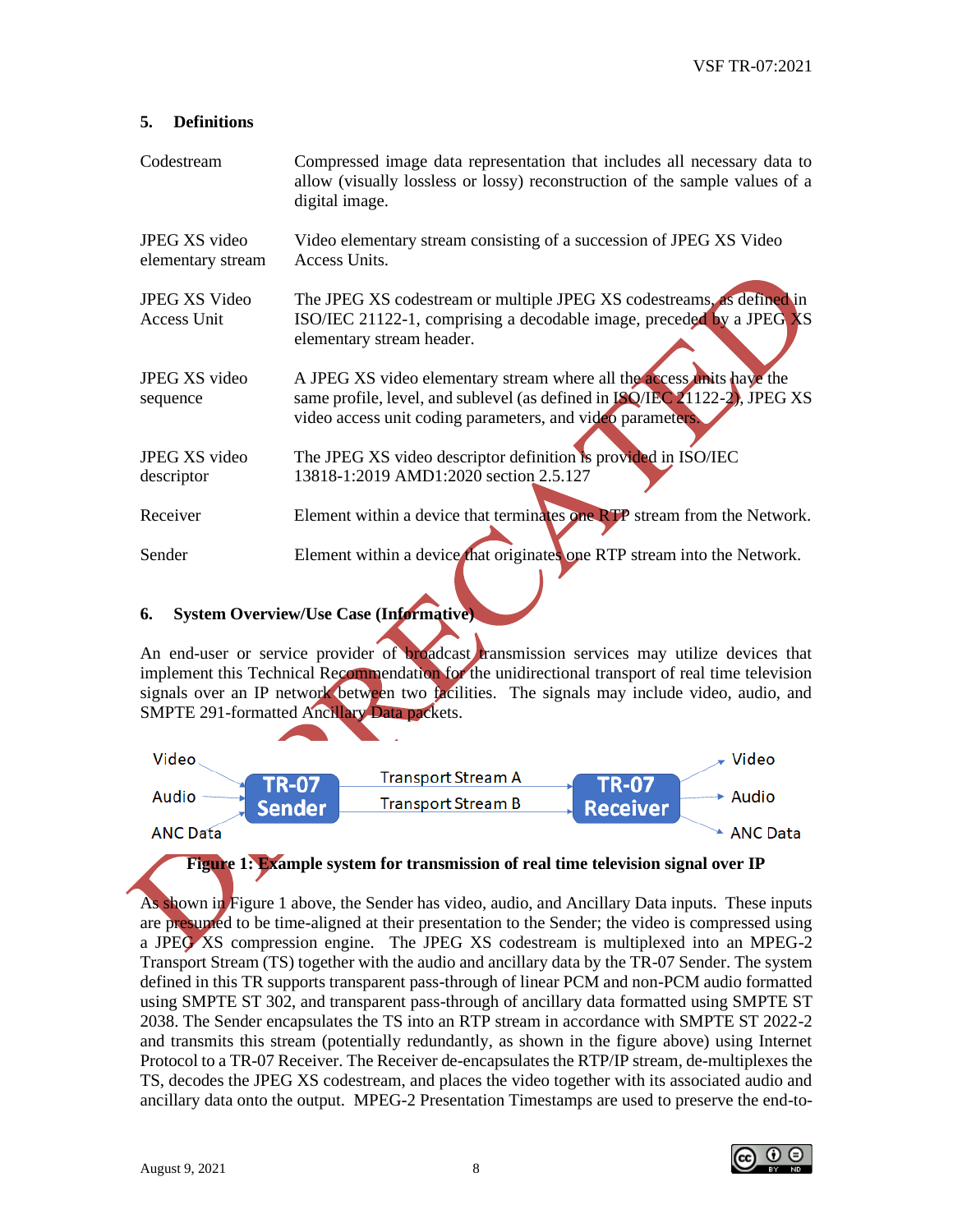## 5. Definitions

| | |
|---|---|
| Codestream | Compressed image data representation that includes all necessary data to allow (visually lossless or lossy) reconstruction of the sample values of a digital image. |
| JPEG XS video elementary stream | Video elementary stream consisting of a succession of JPEG XS Video Access Units. |
| JPEG XS Video Access Unit | The JPEG XS codestream or multiple JPEG XS codestreams, as defined in ISO/IEC 21122-1, comprising a decodable image, preceded by a JPEG XS elementary stream header. |
| JPEG XS video sequence | A JPEG XS video elementary stream where all the access units have the same profile, level, and sublevel (as defined in ISO/IEC 21122-2), JPEG XS video access unit coding parameters, and video parameters. |
| JPEG XS video descriptor | The JPEG XS video descriptor definition is provided in ISO/IEC 13818-1:2019 AMD1:2020 section 2.5.127 |
| Receiver | Element within a device that terminates one RTP stream from the Network. |
| Sender | Element within a device that originates one RTP stream into the Network. |

## 6. System Overview/Use Case (Informative)

An end-user or service provider of broadcast transmission services may utilize devices that implement this Technical Recommendation for the unidirectional transport of real time television signals over an IP network between two facilities. The signals may include video, audio, and SMPTE 291-formatted Ancillary Data packets.

Video, Audio, ANC Data → TR-07 Sender → Transport Stream A / Transport Stream B → TR-07 Receiver → Video, Audio, ANC Data

**Figure 1: Example system for transmission of real time television signal over IP**

As shown in Figure 1 above, the Sender has video, audio, and Ancillary Data inputs. These inputs are presumed to be time-aligned at their presentation to the Sender; the video is compressed using a JPEG XS compression engine. The JPEG XS codestream is multiplexed into an MPEG-2 Transport Stream (TS) together with the audio and ancillary data by the TR-07 Sender. The system defined in this TR supports transparent pass-through of linear PCM and non-PCM audio formatted using SMPTE ST 302, and transparent pass-through of ancillary data formatted using SMPTE ST 2038. The Sender encapsulates the TS into an RTP stream in accordance with SMPTE ST 2022-2 and transmits this stream (potentially redundantly, as shown in the figure above) using Internet Protocol to a TR-07 Receiver. The Receiver de-encapsulates the RTP/IP stream, de-multiplexes the TS, decodes the JPEG XS codestream, and places the video together with its associated audio and ancillary data onto the output. MPEG-2 Presentation Timestamps are used to preserve the end-to-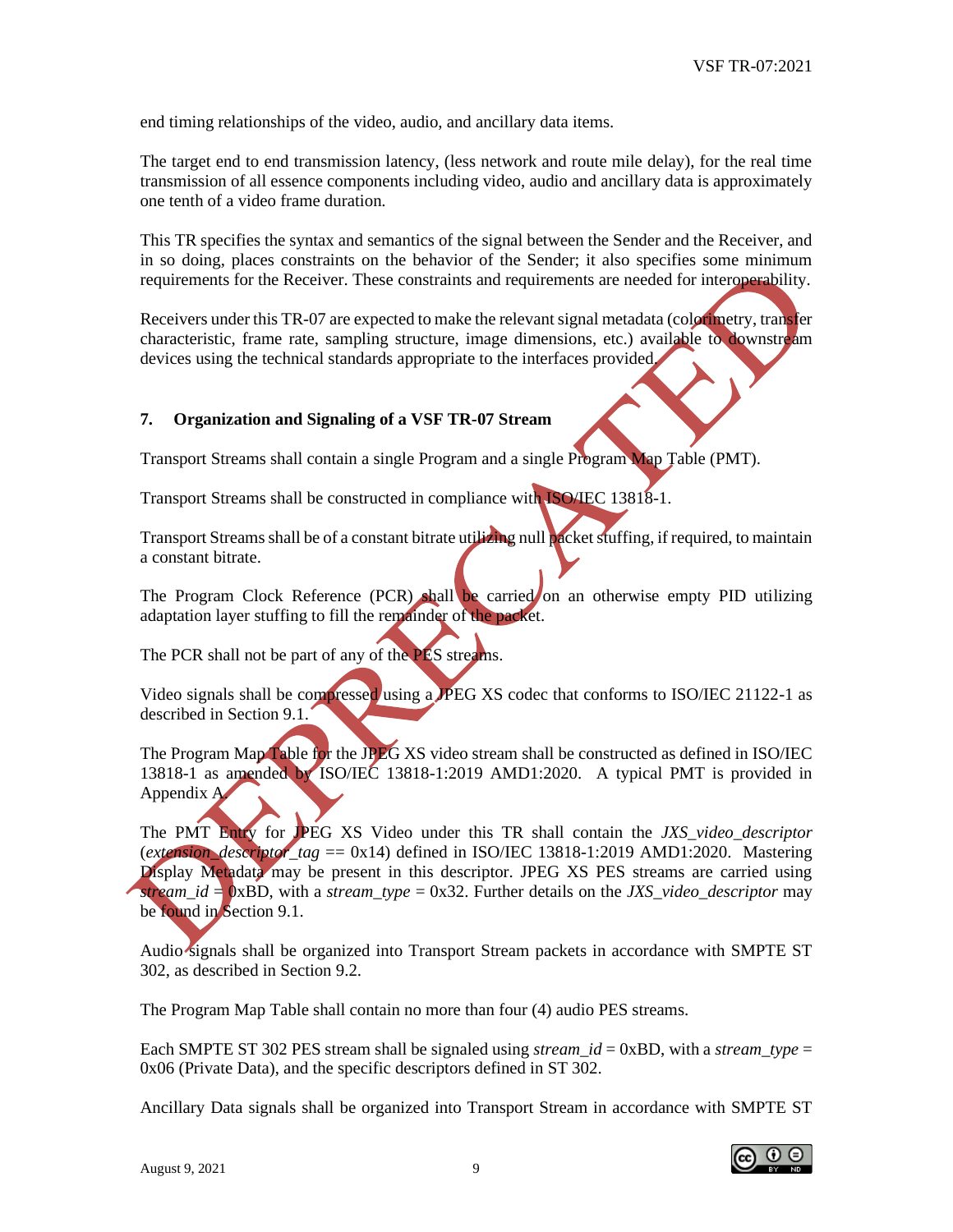end timing relationships of the video, audio, and ancillary data items.

The target end to end transmission latency, (less network and route mile delay), for the real time transmission of all essence components including video, audio and ancillary data is approximately one tenth of a video frame duration.

This TR specifies the syntax and semantics of the signal between the Sender and the Receiver, and in so doing, places constraints on the behavior of the Sender; it also specifies some minimum requirements for the Receiver. These constraints and requirements are needed for interoperability.

Receivers under this TR-07 are expected to make the relevant signal metadata (colorimetry, transfer characteristic, frame rate, sampling structure, image dimensions, etc.) available to downstream devices using the technical standards appropriate to the interfaces provided.

## 7. Organization and Signaling of a VSF TR-07 Stream

Transport Streams shall contain a single Program and a single Program Map Table (PMT).

Transport Streams shall be constructed in compliance with ISO/IEC 13818-1.

Transport Streams shall be of a constant bitrate utilizing null packet stuffing, if required, to maintain a constant bitrate.

The Program Clock Reference (PCR) shall be carried on an otherwise empty PID utilizing adaptation layer stuffing to fill the remainder of the packet.

The PCR shall not be part of any of the PES streams.

Video signals shall be compressed using a JPEG XS codec that conforms to ISO/IEC 21122-1 as described in Section 9.1.

The Program Map Table for the JPEG XS video stream shall be constructed as defined in ISO/IEC 13818-1 as amended by ISO/IEC 13818-1:2019 AMD1:2020. A typical PMT is provided in Appendix A.

The PMT Entry for JPEG XS Video under this TR shall contain the *JXS_video_descriptor* (*extension_descriptor_tag* == 0x14) defined in ISO/IEC 13818-1:2019 AMD1:2020. Mastering Display Metadata may be present in this descriptor. JPEG XS PES streams are carried using *stream_id* = 0xBD, with a *stream_type* = 0x32. Further details on the *JXS_video_descriptor* may be found in Section 9.1.

Audio signals shall be organized into Transport Stream packets in accordance with SMPTE ST 302, as described in Section 9.2.

The Program Map Table shall contain no more than four (4) audio PES streams.

Each SMPTE ST 302 PES stream shall be signaled using *stream_id* = 0xBD, with a *stream_type* = 0x06 (Private Data), and the specific descriptors defined in ST 302.

Ancillary Data signals shall be organized into Transport Stream in accordance with SMPTE ST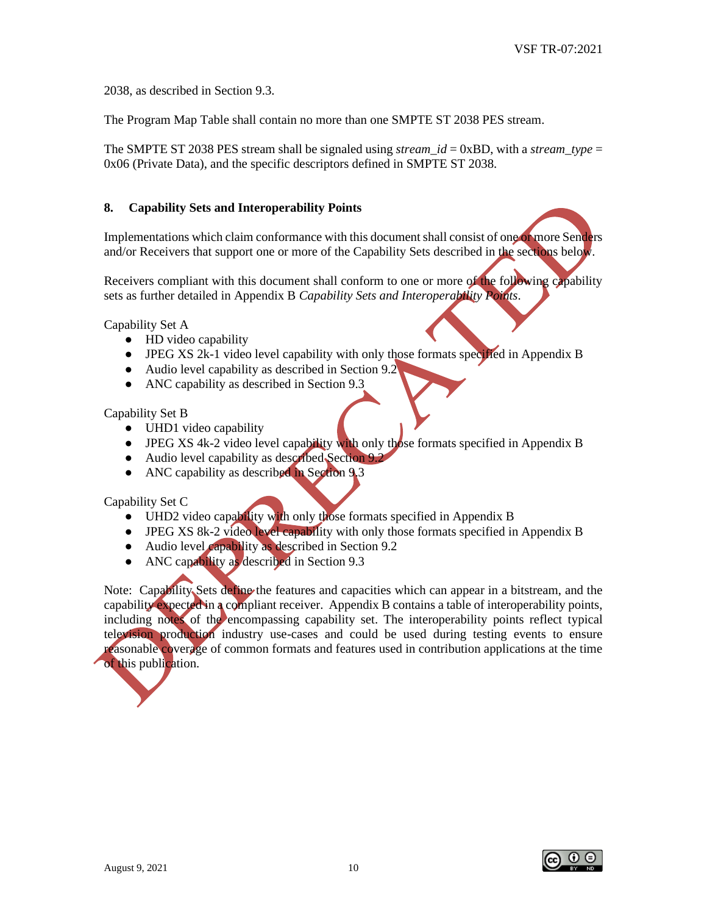2038, as described in Section 9.3.

The Program Map Table shall contain no more than one SMPTE ST 2038 PES stream.

The SMPTE ST 2038 PES stream shall be signaled using *stream_id* = 0xBD, with a *stream_type* = 0x06 (Private Data), and the specific descriptors defined in SMPTE ST 2038.

## 8. Capability Sets and Interoperability Points

Implementations which claim conformance with this document shall consist of one or more Senders and/or Receivers that support one or more of the Capability Sets described in the sections below.

Receivers compliant with this document shall conform to one or more of the following capability sets as further detailed in Appendix B *Capability Sets and Interoperability Points*.

Capability Set A

- HD video capability
- JPEG XS 2k-1 video level capability with only those formats specified in Appendix B
- Audio level capability as described in Section 9.2
- ANC capability as described in Section 9.3

Capability Set B

- UHD1 video capability
- JPEG XS 4k-2 video level capability with only those formats specified in Appendix B
- Audio level capability as described Section 9.2
- ANC capability as described in Section 9.3

Capability Set C

- UHD2 video capability with only those formats specified in Appendix B
- JPEG XS 8k-2 video level capability with only those formats specified in Appendix B
- Audio level capability as described in Section 9.2
- ANC capability as described in Section 9.3

Note: Capability Sets define the features and capacities which can appear in a bitstream, and the capability expected in a compliant receiver. Appendix B contains a table of interoperability points, including notes of the encompassing capability set. The interoperability points reflect typical television production industry use-cases and could be used during testing events to ensure reasonable coverage of common formats and features used in contribution applications at the time of this publication.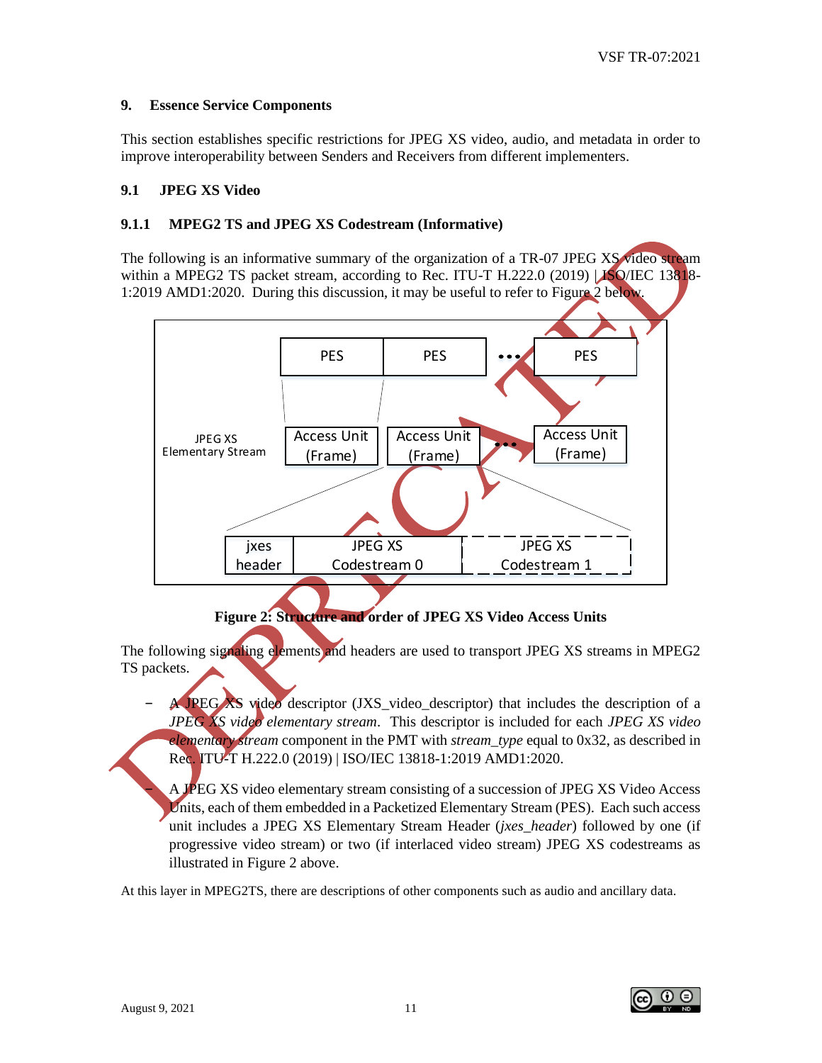## 9. Essence Service Components

This section establishes specific restrictions for JPEG XS video, audio, and metadata in order to improve interoperability between Senders and Receivers from different implementers.

### 9.1 JPEG XS Video

#### 9.1.1 MPEG2 TS and JPEG XS Codestream (Informative)

The following is an informative summary of the organization of a TR-07 JPEG XS video stream within a MPEG2 TS packet stream, according to Rec. ITU-T H.222.0 (2019) | ISO/IEC 13818-1:2019 AMD1:2020. During this discussion, it may be useful to refer to Figure 2 below.

**Figure 2: Structure and order of JPEG XS Video Access Units**

The following signaling elements and headers are used to transport JPEG XS streams in MPEG2 TS packets.

- A JPEG XS video descriptor (JXS_video_descriptor) that includes the description of a *JPEG XS video elementary stream*. This descriptor is included for each *JPEG XS video elementary stream* component in the PMT with *stream_type* equal to 0x32, as described in Rec. ITU-T H.222.0 (2019) | ISO/IEC 13818-1:2019 AMD1:2020.
- A JPEG XS video elementary stream consisting of a succession of JPEG XS Video Access Units, each of them embedded in a Packetized Elementary Stream (PES). Each such access unit includes a JPEG XS Elementary Stream Header (*jxes_header*) followed by one (if progressive video stream) or two (if interlaced video stream) JPEG XS codestreams as illustrated in Figure 2 above.

At this layer in MPEG2TS, there are descriptions of other components such as audio and ancillary data.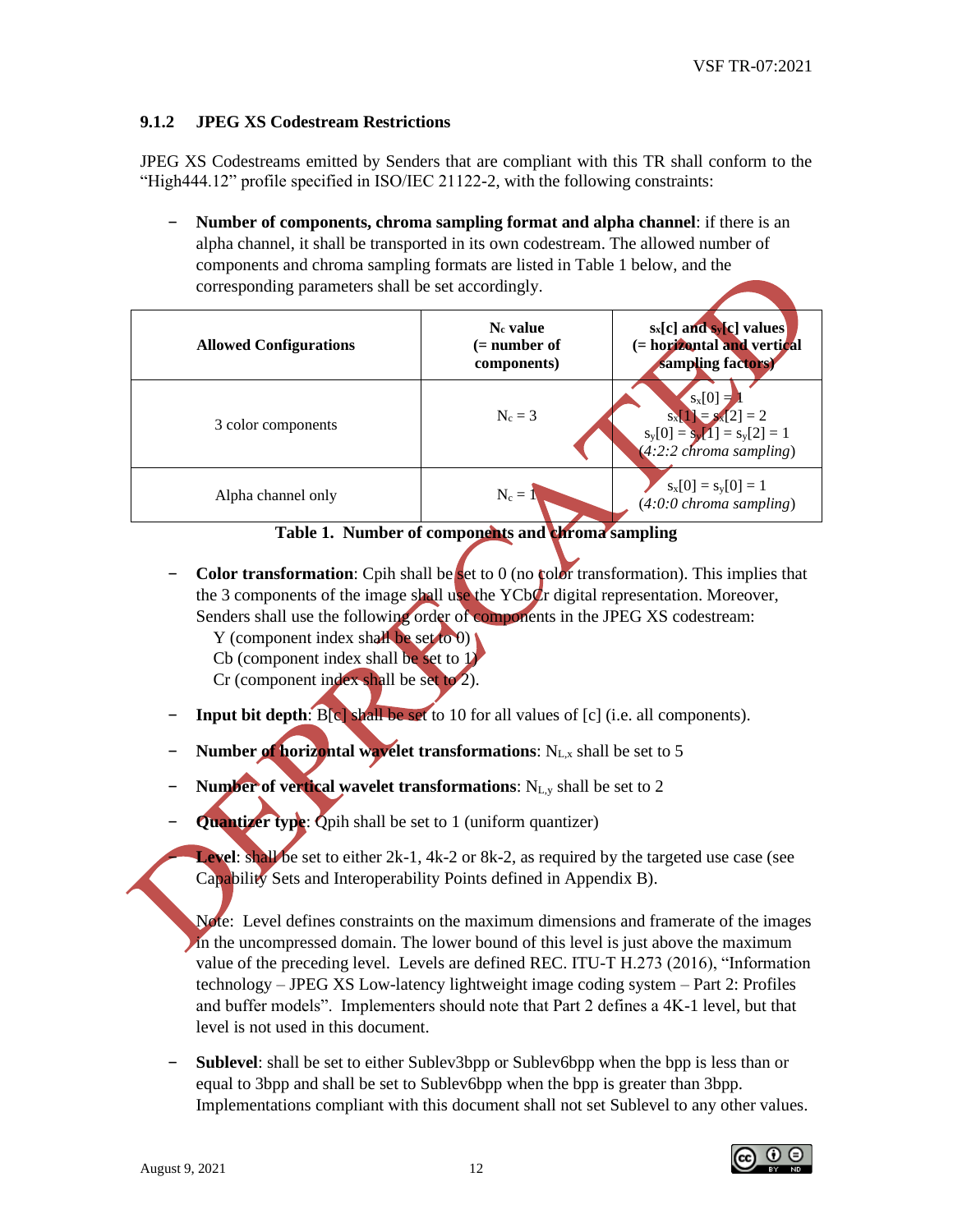### 9.1.2 JPEG XS Codestream Restrictions

JPEG XS Codestreams emitted by Senders that are compliant with this TR shall conform to the “High444.12” profile specified in ISO/IEC 21122-2, with the following constraints:

- **Number of components, chroma sampling format and alpha channel**: if there is an alpha channel, it shall be transported in its own codestream. The allowed number of components and chroma sampling formats are listed in Table 1 below, and the corresponding parameters shall be set accordingly.

| Allowed Configurations | $N_c$ value (= number of components) | $s_x[c]$ and $s_y[c]$ values (= horizontal and vertical sampling factors) |
|---|---|---|
| 3 color components | $N_c = 3$ | $s_x[0] = 1$<br>$s_x[1] = s_x[2] = 2$<br>$s_y[0] = s_y[1] = s_y[2] = 1$<br>(*4:2:2 chroma sampling*) |
| Alpha channel only | $N_c = 1$ | $s_x[0] = s_y[0] = 1$<br>(*4:0:0 chroma sampling*) |

**Table 1. Number of components and chroma sampling**

- **Color transformation**: Cpih shall be set to 0 (no color transformation). This implies that the 3 components of the image shall use the YCbCr digital representation. Moreover, Senders shall use the following order of components in the JPEG XS codestream:
  Y (component index shall be set to 0)
  Cb (component index shall be set to 1)
  Cr (component index shall be set to 2).

- **Input bit depth**: B[c] shall be set to 10 for all values of [c] (i.e. all components).

- **Number of horizontal wavelet transformations**: $N_{L,x}$ shall be set to 5

- **Number of vertical wavelet transformations**: $N_{L,y}$ shall be set to 2

- **Quantizer type**: Qpih shall be set to 1 (uniform quantizer)

- **Level**: shall be set to either 2k-1, 4k-2 or 8k-2, as required by the targeted use case (see Capability Sets and Interoperability Points defined in Appendix B).

  Note: Level defines constraints on the maximum dimensions and framerate of the images in the uncompressed domain. The lower bound of this level is just above the maximum value of the preceding level. Levels are defined REC. ITU-T H.273 (2016), “Information technology – JPEG XS Low-latency lightweight image coding system – Part 2: Profiles and buffer models”. Implementers should note that Part 2 defines a 4K-1 level, but that level is not used in this document.

- **Sublevel**: shall be set to either Sublev3bpp or Sublev6bpp when the bpp is less than or equal to 3bpp and shall be set to Sublev6bpp when the bpp is greater than 3bpp. Implementations compliant with this document shall not set Sublevel to any other values.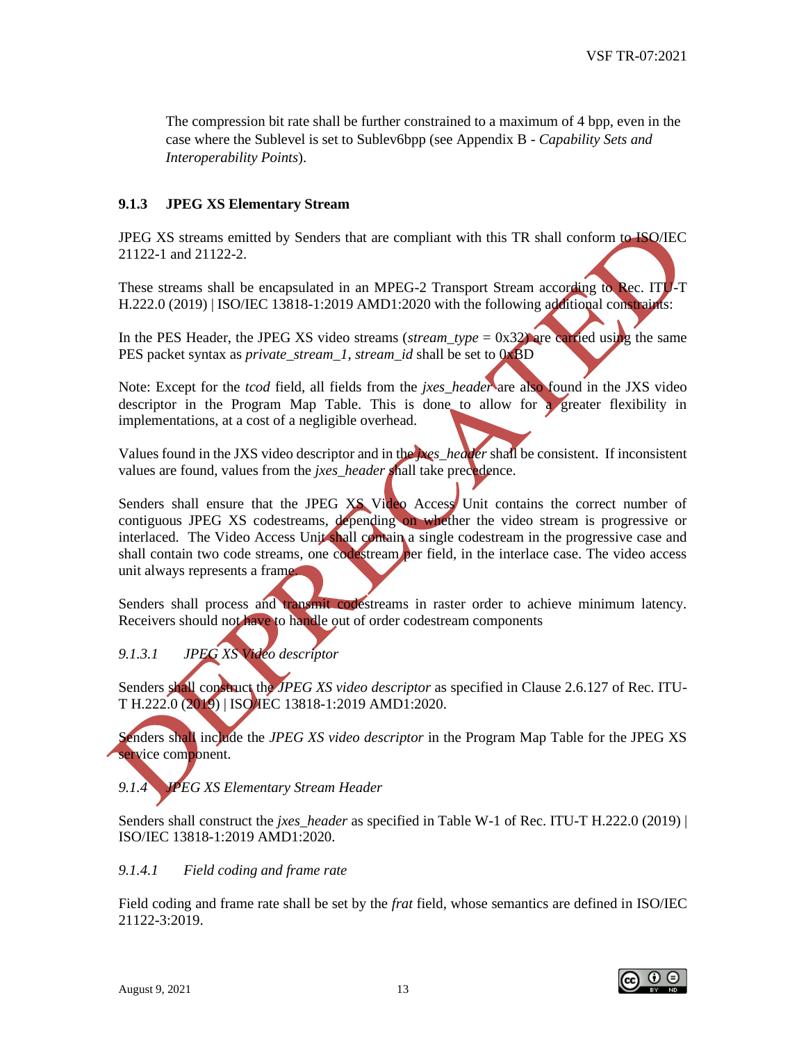The compression bit rate shall be further constrained to a maximum of 4 bpp, even in the case where the Sublevel is set to Sublev6bpp (see Appendix B - *Capability Sets and Interoperability Points*).

### 9.1.3 JPEG XS Elementary Stream

JPEG XS streams emitted by Senders that are compliant with this TR shall conform to ISO/IEC 21122-1 and 21122-2.

These streams shall be encapsulated in an MPEG-2 Transport Stream according to Rec. ITU-T H.222.0 (2019) | ISO/IEC 13818-1:2019 AMD1:2020 with the following additional constraints:

In the PES Header, the JPEG XS video streams (*stream_type* = 0x32) are carried using the same PES packet syntax as *private_stream_1*, *stream_id* shall be set to 0xBD

Note: Except for the *tcod* field, all fields from the *jxes_header* are also found in the JXS video descriptor in the Program Map Table. This is done to allow for a greater flexibility in implementations, at a cost of a negligible overhead.

Values found in the JXS video descriptor and in the *jxes_header* shall be consistent. If inconsistent values are found, values from the *jxes_header* shall take precedence.

Senders shall ensure that the JPEG XS Video Access Unit contains the correct number of contiguous JPEG XS codestreams, depending on whether the video stream is progressive or interlaced. The Video Access Unit shall contain a single codestream in the progressive case and shall contain two code streams, one codestream per field, in the interlace case. The video access unit always represents a frame.

Senders shall process and transmit codestreams in raster order to achieve minimum latency. Receivers should not have to handle out of order codestream components

#### *9.1.3.1 JPEG XS Video descriptor*

Senders shall construct the *JPEG XS video descriptor* as specified in Clause 2.6.127 of Rec. ITU-T H.222.0 (2019) | ISO/IEC 13818-1:2019 AMD1:2020.

Senders shall include the *JPEG XS video descriptor* in the Program Map Table for the JPEG XS service component.

### *9.1.4 JPEG XS Elementary Stream Header*

Senders shall construct the *jxes_header* as specified in Table W-1 of Rec. ITU-T H.222.0 (2019) | ISO/IEC 13818-1:2019 AMD1:2020.

#### *9.1.4.1 Field coding and frame rate*

Field coding and frame rate shall be set by the *frat* field, whose semantics are defined in ISO/IEC 21122-3:2019.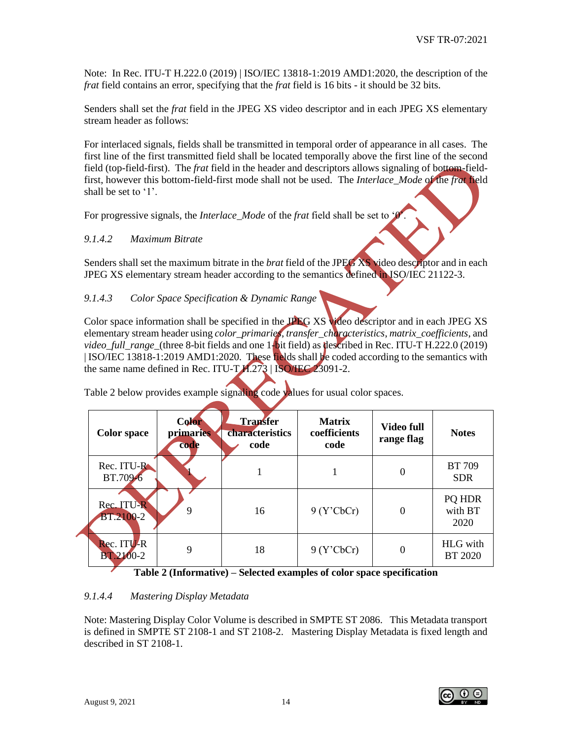Note: In Rec. ITU-T H.222.0 (2019) | ISO/IEC 13818-1:2019 AMD1:2020, the description of the *frat* field contains an error, specifying that the *frat* field is 16 bits - it should be 32 bits.

Senders shall set the *frat* field in the JPEG XS video descriptor and in each JPEG XS elementary stream header as follows:

For interlaced signals, fields shall be transmitted in temporal order of appearance in all cases. The first line of the first transmitted field shall be located temporally above the first line of the second field (top-field-first). The *frat* field in the header and descriptors allows signaling of bottom-field-first, however this bottom-field-first mode shall not be used. The *Interlace_Mode* of the *frat* field shall be set to '1'.

For progressive signals, the *Interlace_Mode* of the *frat* field shall be set to '0'.

#### *9.1.4.2 Maximum Bitrate*

Senders shall set the maximum bitrate in the *brat* field of the JPEG XS video descriptor and in each JPEG XS elementary stream header according to the semantics defined in ISO/IEC 21122-3.

#### *9.1.4.3 Color Space Specification & Dynamic Range*

Color space information shall be specified in the JPEG XS video descriptor and in each JPEG XS elementary stream header using *color_primaries*, *transfer_characteristics*, *matrix_coefficients*, and *video_full_range_*(three 8-bit fields and one 1-bit field) as described in Rec. ITU-T H.222.0 (2019) | ISO/IEC 13818-1:2019 AMD1:2020. These fields shall be coded according to the semantics with the same name defined in Rec. ITU-T H.273 | ISO/IEC 23091-2.

Table 2 below provides example signaling code values for usual color spaces.

| Color space | Color primaries code | Transfer characteristics code | Matrix coefficients code | Video full range flag | Notes |
|---|---|---|---|---|---|
| Rec. ITU-R BT.709-6 | 1 | 1 | 1 | 0 | BT 709 SDR |
| Rec. ITU-R BT.2100-2 | 9 | 16 | 9 (Y'CbCr) | 0 | PQ HDR with BT 2020 |
| Rec. ITU-R BT.2100-2 | 9 | 18 | 9 (Y'CbCr) | 0 | HLG with BT 2020 |

**Table 2 (Informative) – Selected examples of color space specification**

#### *9.1.4.4 Mastering Display Metadata*

Note: Mastering Display Color Volume is described in SMPTE ST 2086. This Metadata transport is defined in SMPTE ST 2108-1 and ST 2108-2. Mastering Display Metadata is fixed length and described in ST 2108-1.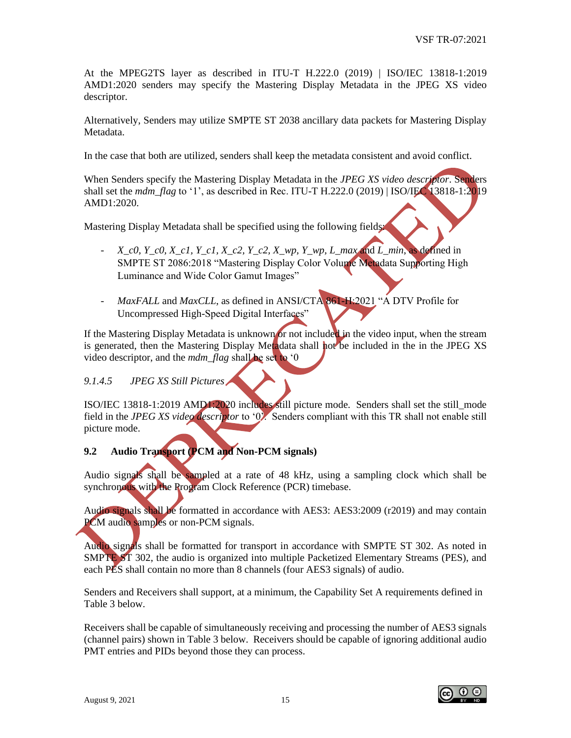At the MPEG2TS layer as described in ITU-T H.222.0 (2019) | ISO/IEC 13818-1:2019 AMD1:2020 senders may specify the Mastering Display Metadata in the JPEG XS video descriptor.

Alternatively, Senders may utilize SMPTE ST 2038 ancillary data packets for Mastering Display Metadata.

In the case that both are utilized, senders shall keep the metadata consistent and avoid conflict.

When Senders specify the Mastering Display Metadata in the *JPEG XS video descriptor*. Senders shall set the *mdm_flag* to '1', as described in Rec. ITU-T H.222.0 (2019) | ISO/IEC 13818-1:2019 AMD1:2020.

Mastering Display Metadata shall be specified using the following fields:

- *X_c0, Y_c0, X_c1, Y_c1, X_c2, Y_c2, X_wp, Y_wp, L_max* and *L_min*, as defined in SMPTE ST 2086:2018 "Mastering Display Color Volume Metadata Supporting High Luminance and Wide Color Gamut Images"

- *MaxFALL* and *MaxCLL*, as defined in ANSI/CTA 861-H:2021 "A DTV Profile for Uncompressed High-Speed Digital Interfaces"

If the Mastering Display Metadata is unknown or not included in the video input, when the stream is generated, then the Mastering Display Metadata shall not be included in the in the JPEG XS video descriptor, and the *mdm_flag* shall be set to '0

*9.1.4.5 JPEG XS Still Pictures*

ISO/IEC 13818-1:2019 AMD1:2020 includes still picture mode. Senders shall set the still_mode field in the *JPEG XS video descriptor* to '0'. Senders compliant with this TR shall not enable still picture mode.

## 9.2 Audio Transport (PCM and Non-PCM signals)

Audio signals shall be sampled at a rate of 48 kHz, using a sampling clock which shall be synchronous with the Program Clock Reference (PCR) timebase.

Audio signals shall be formatted in accordance with AES3: AES3:2009 (r2019) and may contain PCM audio samples or non-PCM signals.

Audio signals shall be formatted for transport in accordance with SMPTE ST 302. As noted in SMPTE ST 302, the audio is organized into multiple Packetized Elementary Streams (PES), and each PES shall contain no more than 8 channels (four AES3 signals) of audio.

Senders and Receivers shall support, at a minimum, the Capability Set A requirements defined in Table 3 below.

Receivers shall be capable of simultaneously receiving and processing the number of AES3 signals (channel pairs) shown in Table 3 below. Receivers should be capable of ignoring additional audio PMT entries and PIDs beyond those they can process.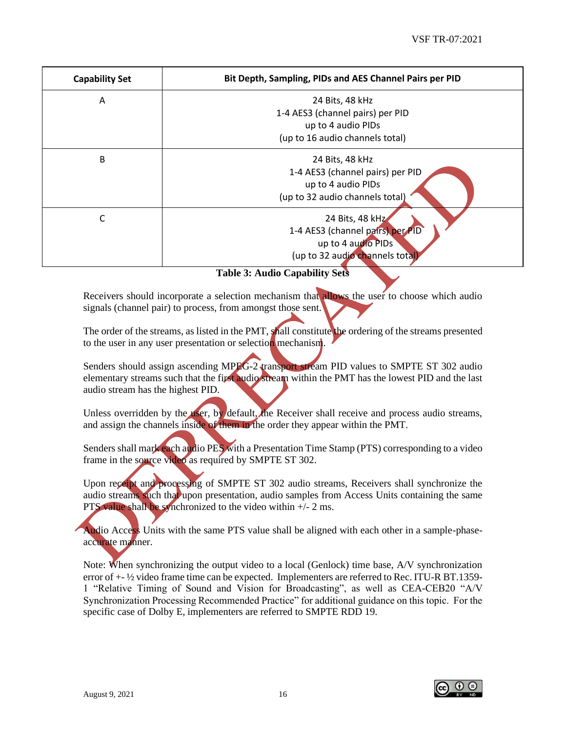| Capability Set | Bit Depth, Sampling, PIDs and AES Channel Pairs per PID |
|---|---|
| A | 24 Bits, 48 kHz<br>1-4 AES3 (channel pairs) per PID<br>up to 4 audio PIDs<br>(up to 16 audio channels total) |
| B | 24 Bits, 48 kHz<br>1-4 AES3 (channel pairs) per PID<br>up to 4 audio PIDs<br>(up to 32 audio channels total) |
| C | 24 Bits, 48 kHz<br>1-4 AES3 (channel pairs) per PID<br>up to 4 audio PIDs<br>(up to 32 audio channels total) |

**Table 3: Audio Capability Sets**

Receivers should incorporate a selection mechanism that allows the user to choose which audio signals (channel pair) to process, from amongst those sent.

The order of the streams, as listed in the PMT, shall constitute the ordering of the streams presented to the user in any user presentation or selection mechanism.

Senders should assign ascending MPEG-2 transport stream PID values to SMPTE ST 302 audio elementary streams such that the first audio stream within the PMT has the lowest PID and the last audio stream has the highest PID.

Unless overridden by the user, by default, the Receiver shall receive and process audio streams, and assign the channels inside of them in the order they appear within the PMT.

Senders shall mark each audio PES with a Presentation Time Stamp (PTS) corresponding to a video frame in the source video as required by SMPTE ST 302.

Upon receipt and processing of SMPTE ST 302 audio streams, Receivers shall synchronize the audio streams such that upon presentation, audio samples from Access Units containing the same PTS value shall be synchronized to the video within +/- 2 ms.

Audio Access Units with the same PTS value shall be aligned with each other in a sample-phase-accurate manner.

Note: When synchronizing the output video to a local (Genlock) time base, A/V synchronization error of +- ½ video frame time can be expected. Implementers are referred to Rec. ITU-R BT.1359-1 "Relative Timing of Sound and Vision for Broadcasting", as well as CEA-CEB20 "A/V Synchronization Processing Recommended Practice" for additional guidance on this topic. For the specific case of Dolby E, implementers are referred to SMPTE RDD 19.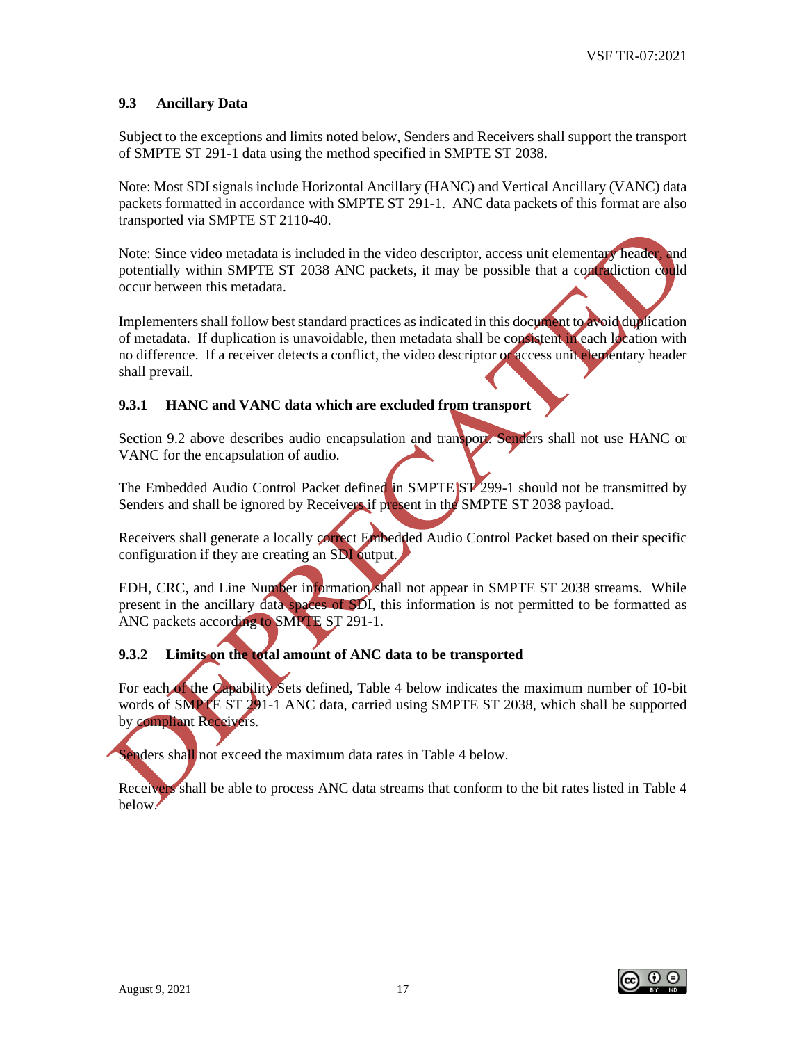### 9.3 Ancillary Data

Subject to the exceptions and limits noted below, Senders and Receivers shall support the transport of SMPTE ST 291-1 data using the method specified in SMPTE ST 2038.

Note: Most SDI signals include Horizontal Ancillary (HANC) and Vertical Ancillary (VANC) data packets formatted in accordance with SMPTE ST 291-1. ANC data packets of this format are also transported via SMPTE ST 2110-40.

Note: Since video metadata is included in the video descriptor, access unit elementary header, and potentially within SMPTE ST 2038 ANC packets, it may be possible that a contradiction could occur between this metadata.

Implementers shall follow best standard practices as indicated in this document to avoid duplication of metadata. If duplication is unavoidable, then metadata shall be consistent in each location with no difference. If a receiver detects a conflict, the video descriptor or access unit elementary header shall prevail.

#### 9.3.1 HANC and VANC data which are excluded from transport

Section 9.2 above describes audio encapsulation and transport. Senders shall not use HANC or VANC for the encapsulation of audio.

The Embedded Audio Control Packet defined in SMPTE ST 299-1 should not be transmitted by Senders and shall be ignored by Receivers if present in the SMPTE ST 2038 payload.

Receivers shall generate a locally correct Embedded Audio Control Packet based on their specific configuration if they are creating an SDI output.

EDH, CRC, and Line Number information shall not appear in SMPTE ST 2038 streams. While present in the ancillary data spaces of SDI, this information is not permitted to be formatted as ANC packets according to SMPTE ST 291-1.

#### 9.3.2 Limits on the total amount of ANC data to be transported

For each of the Capability Sets defined, Table 4 below indicates the maximum number of 10-bit words of SMPTE ST 291-1 ANC data, carried using SMPTE ST 2038, which shall be supported by compliant Receivers.

Senders shall not exceed the maximum data rates in Table 4 below.

Receivers shall be able to process ANC data streams that conform to the bit rates listed in Table 4 below.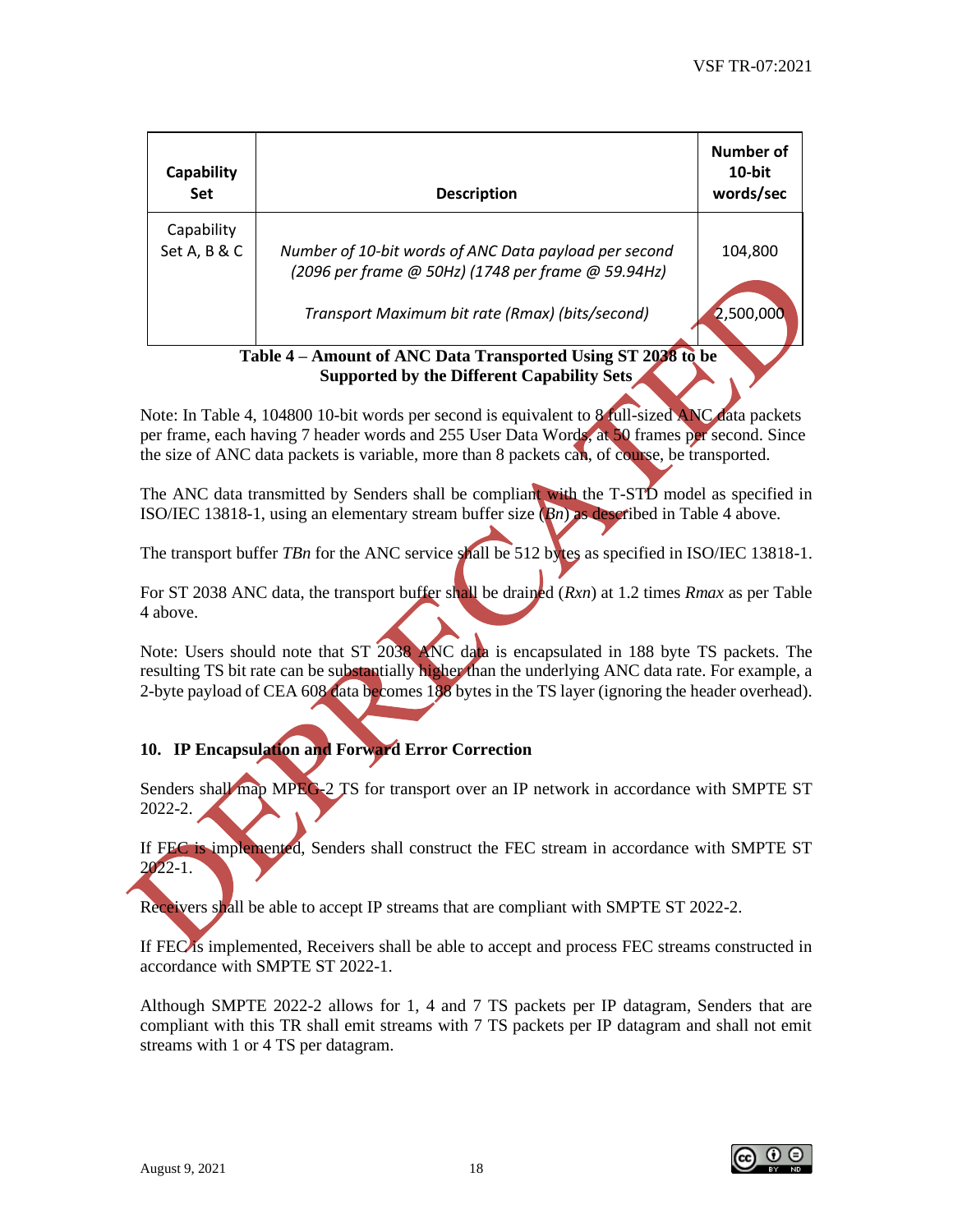| Capability Set | Description | Number of 10-bit words/sec |
|---|---|---|
| Capability Set A, B & C | *Number of 10-bit words of ANC Data payload per second (2096 per frame @ 50Hz) (1748 per frame @ 59.94Hz)* | 104,800 |
| | *Transport Maximum bit rate (Rmax) (bits/second)* | 2,500,000 |

**Table 4 – Amount of ANC Data Transported Using ST 2038 to be Supported by the Different Capability Sets**

Note: In Table 4, 104800 10-bit words per second is equivalent to 8 full-sized ANC data packets per frame, each having 7 header words and 255 User Data Words, at 50 frames per second. Since the size of ANC data packets is variable, more than 8 packets can, of course, be transported.

The ANC data transmitted by Senders shall be compliant with the T-STD model as specified in ISO/IEC 13818-1, using an elementary stream buffer size (*Bn*) as described in Table 4 above.

The transport buffer *TBn* for the ANC service shall be 512 bytes as specified in ISO/IEC 13818-1.

For ST 2038 ANC data, the transport buffer shall be drained (*Rxn*) at 1.2 times *Rmax* as per Table 4 above.

Note: Users should note that ST 2038 ANC data is encapsulated in 188 byte TS packets. The resulting TS bit rate can be substantially higher than the underlying ANC data rate. For example, a 2-byte payload of CEA 608 data becomes 188 bytes in the TS layer (ignoring the header overhead).

## 10. IP Encapsulation and Forward Error Correction

Senders shall map MPEG-2 TS for transport over an IP network in accordance with SMPTE ST 2022-2.

If FEC is implemented, Senders shall construct the FEC stream in accordance with SMPTE ST 2022-1.

Receivers shall be able to accept IP streams that are compliant with SMPTE ST 2022-2.

If FEC is implemented, Receivers shall be able to accept and process FEC streams constructed in accordance with SMPTE ST 2022-1.

Although SMPTE 2022-2 allows for 1, 4 and 7 TS packets per IP datagram, Senders that are compliant with this TR shall emit streams with 7 TS packets per IP datagram and shall not emit streams with 1 or 4 TS per datagram.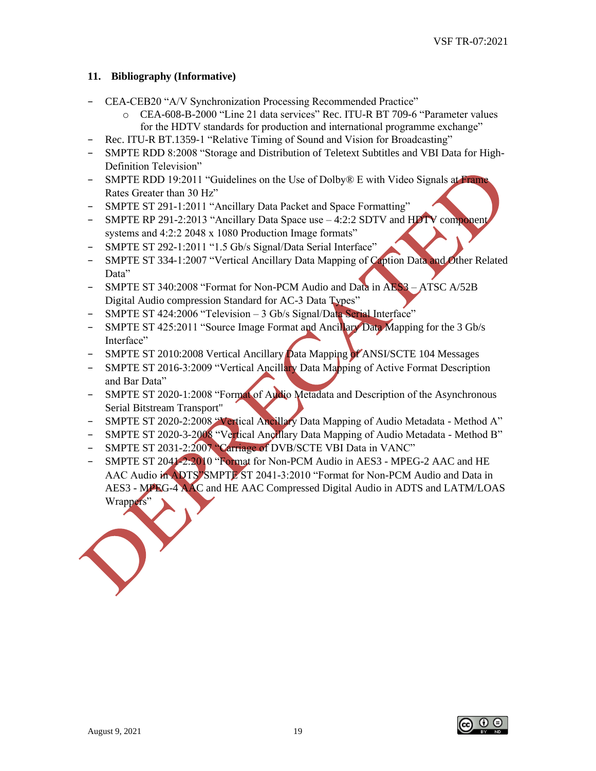## 11. Bibliography (Informative)

- CEA-CEB20 “A/V Synchronization Processing Recommended Practice”
    - CEA-608-B-2000 “Line 21 data services” Rec. ITU-R BT 709-6 “Parameter values for the HDTV standards for production and international programme exchange”
- Rec. ITU-R BT.1359-1 “Relative Timing of Sound and Vision for Broadcasting”
- SMPTE RDD 8:2008 “Storage and Distribution of Teletext Subtitles and VBI Data for High-Definition Television”
- SMPTE RDD 19:2011 “Guidelines on the Use of Dolby® E with Video Signals at Frame Rates Greater than 30 Hz”
- SMPTE ST 291-1:2011 “Ancillary Data Packet and Space Formatting”
- SMPTE RP 291-2:2013 “Ancillary Data Space use – 4:2:2 SDTV and HDTV component systems and 4:2:2 2048 x 1080 Production Image formats”
- SMPTE ST 292-1:2011 “1.5 Gb/s Signal/Data Serial Interface”
- SMPTE ST 334-1:2007 “Vertical Ancillary Data Mapping of Caption Data and Other Related Data”
- SMPTE ST 340:2008 “Format for Non-PCM Audio and Data in AES3 – ATSC A/52B Digital Audio compression Standard for AC-3 Data Types”
- SMPTE ST 424:2006 “Television – 3 Gb/s Signal/Data Serial Interface”
- SMPTE ST 425:2011 “Source Image Format and Ancillary Data Mapping for the 3 Gb/s Interface”
- SMPTE ST 2010:2008 Vertical Ancillary Data Mapping of ANSI/SCTE 104 Messages
- SMPTE ST 2016-3:2009 “Vertical Ancillary Data Mapping of Active Format Description and Bar Data”
- SMPTE ST 2020-1:2008 “Format of Audio Metadata and Description of the Asynchronous Serial Bitstream Transport"
- SMPTE ST 2020-2:2008 “Vertical Ancillary Data Mapping of Audio Metadata - Method A”
- SMPTE ST 2020-3-2008 “Vertical Ancillary Data Mapping of Audio Metadata - Method B”
- SMPTE ST 2031-2:2007 “Carriage of DVB/SCTE VBI Data in VANC”
- SMPTE ST 2041-2:2010 “Format for Non-PCM Audio in AES3 - MPEG-2 AAC and HE AAC Audio in ADTS”SMPTE ST 2041-3:2010 “Format for Non-PCM Audio and Data in AES3 - MPEG-4 AAC and HE AAC Compressed Digital Audio in ADTS and LATM/LOAS Wrappers”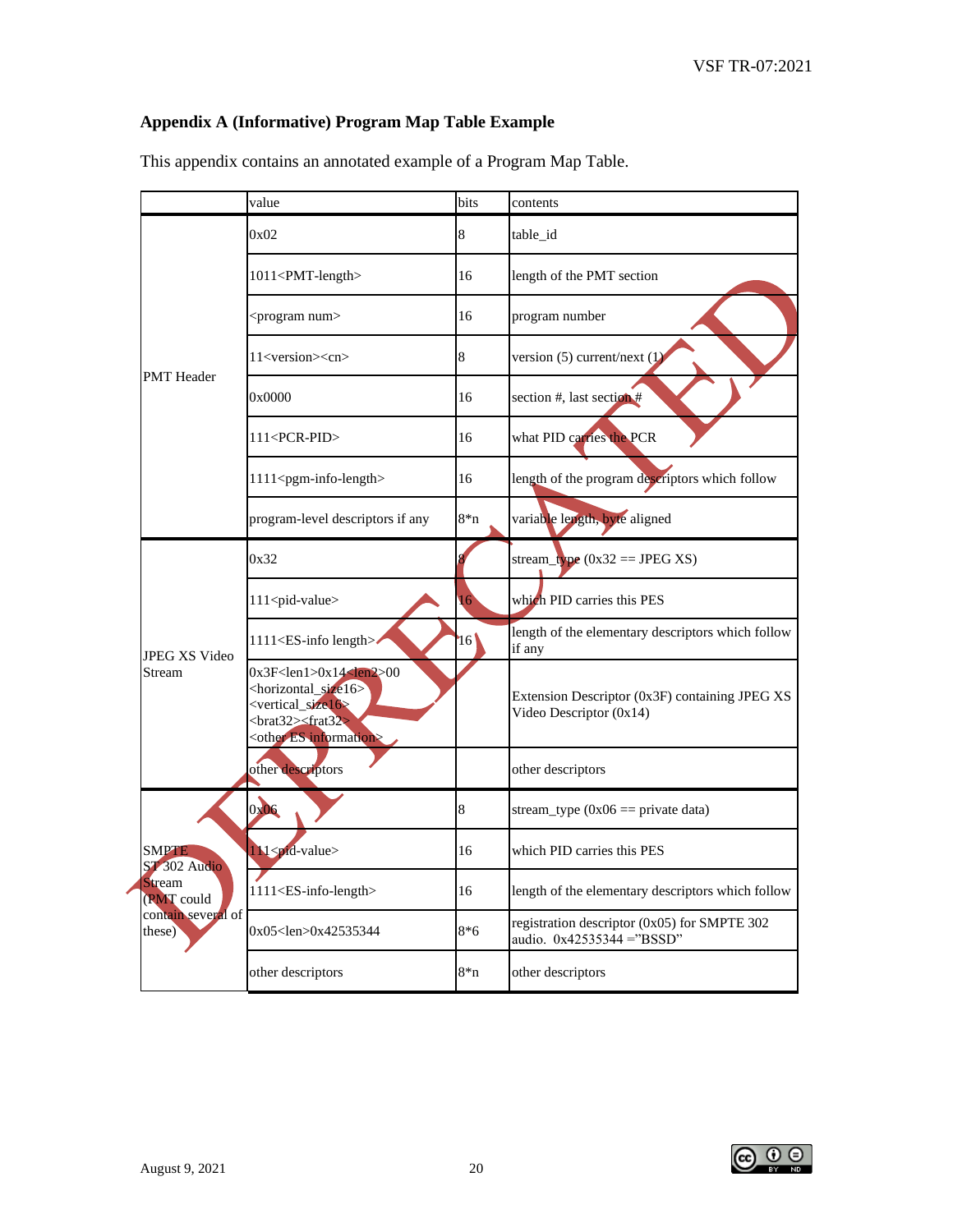## Appendix A (Informative) Program Map Table Example

This appendix contains an annotated example of a Program Map Table.

| | value | bits | contents |
|---|---|---|---|
| PMT Header | 0x02 | 8 | table_id |
| | 1011<PMT-length> | 16 | length of the PMT section |
| | <program num> | 16 | program number |
| | 11<version><cn> | 8 | version (5) current/next (1) |
| | 0x0000 | 16 | section #, last section # |
| | 111<PCR-PID> | 16 | what PID carries the PCR |
| | 1111<pgm-info-length> | 16 | length of the program descriptors which follow |
| | program-level descriptors if any | 8*n | variable length, byte aligned |
| JPEG XS Video Stream | 0x32 | 8 | stream_type (0x32 == JPEG XS) |
| | 111<pid-value> | 16 | which PID carries this PES |
| | 1111<ES-info length> | 16 | length of the elementary descriptors which follow if any |
| | 0x3F<len1>0x14<len2>00 <horizontal_size16> <vertical_size16> <brat32><frat32> <other ES information> | | Extension Descriptor (0x3F) containing JPEG XS Video Descriptor (0x14) |
| | other descriptors | | other descriptors |
| SMPTE ST 302 Audio Stream (PMT could contain several of these) | 0x06 | 8 | stream_type (0x06 == private data) |
| | 111<pid-value> | 16 | which PID carries this PES |
| | 1111<ES-info-length> | 16 | length of the elementary descriptors which follow |
| | 0x05<len>0x42535344 | 8*6 | registration descriptor (0x05) for SMPTE 302 audio. 0x42535344 ="BSSD" |
| | other descriptors | 8*n | other descriptors |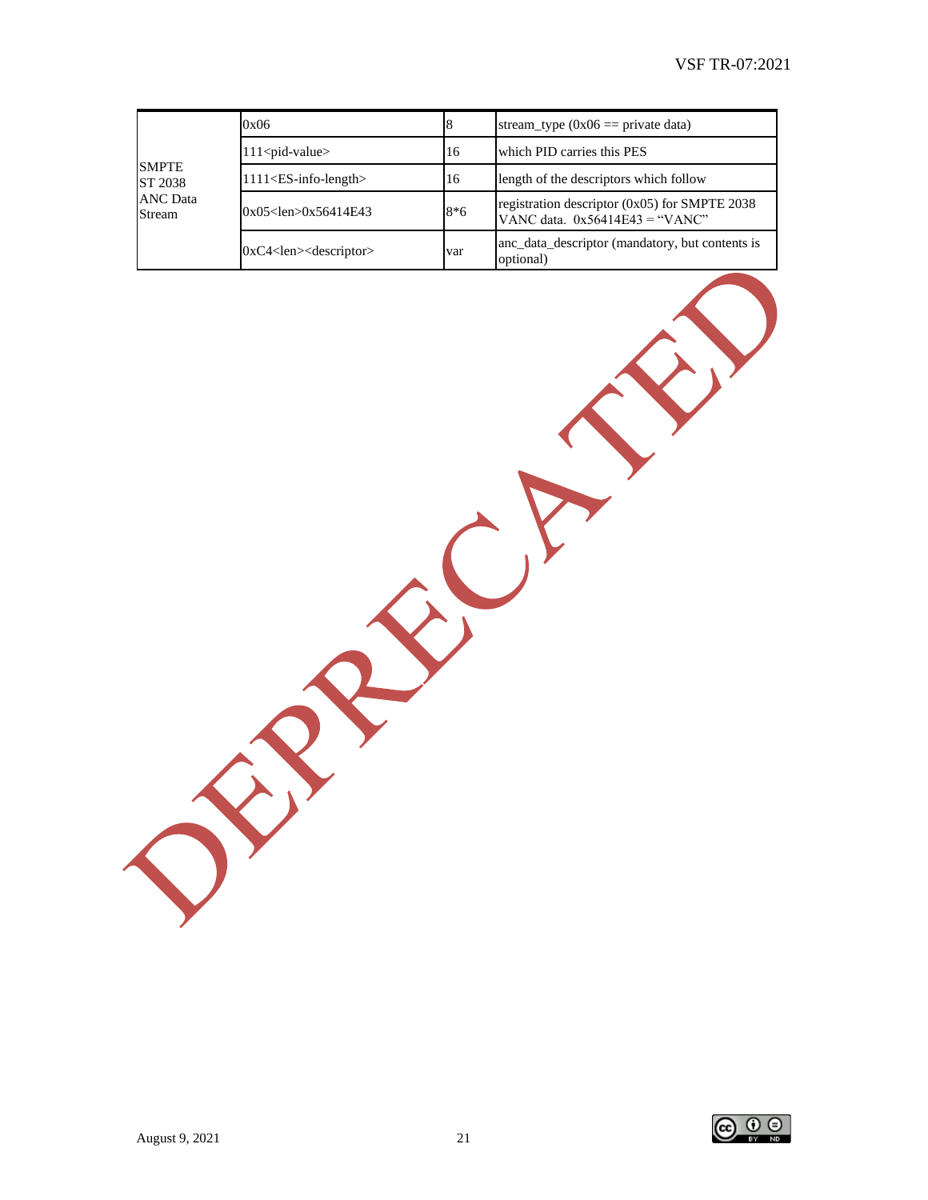| | | | |
|---|---|---|---|
| SMPTE ST 2038 ANC Data Stream | 0x06 | 8 | stream_type (0x06 == private data) |
| | 111<pid-value> | 16 | which PID carries this PES |
| | 1111<ES-info-length> | 16 | length of the descriptors which follow |
| | 0x05<len>0x56414E43 | 8*6 | registration descriptor (0x05) for SMPTE 2038 VANC data. 0x56414E43 = "VANC" |
| | 0xC4<len><descriptor> | var | anc_data_descriptor (mandatory, but contents is optional) |

DEPRECATED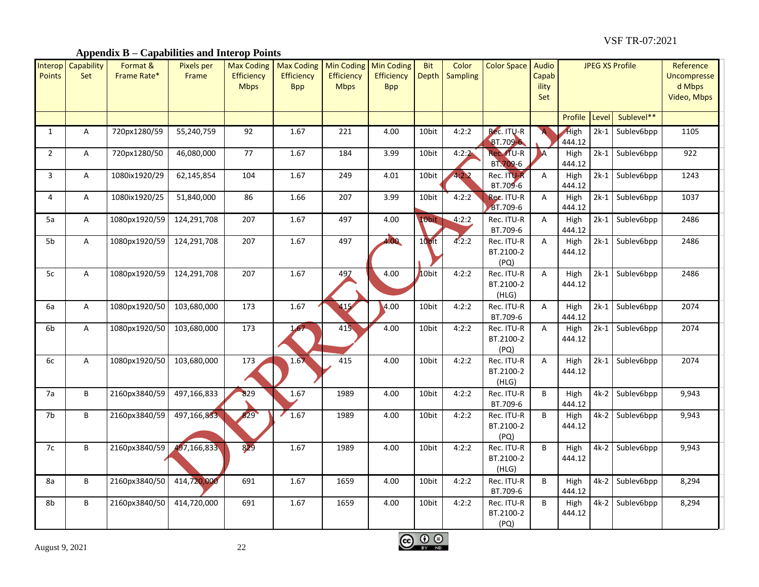## Appendix B – Capabilities and Interop Points

| Interop Points | Capability Set | Format & Frame Rate* | Pixels per Frame | Max Coding Efficiency Mbps | Max Coding Efficiency Bpp | Min Coding Efficiency Mbps | Min Coding Efficiency Bpp | Bit Depth | Color Sampling | Color Space | Audio Capability Set | JPEG XS Profile | | | Reference Uncompressed Mbps Video, Mbps |
|---|---|---|---|---|---|---|---|---|---|---|---|---|---|---|---|
| | | | | | | | | | | | | Profile | Level | Sublevel** | |
| 1 | A | 720px1280/59 | 55,240,759 | 92 | 1.67 | 221 | 4.00 | 10bit | 4:2:2 | Rec. ITU-R BT.709-6 | A | High 444.12 | 2k-1 | Sublev6bpp | 1105 |
| 2 | A | 720px1280/50 | 46,080,000 | 77 | 1.67 | 184 | 3.99 | 10bit | 4:2:2 | Rec. ITU-R BT.709-6 | A | High 444.12 | 2k-1 | Sublev6bpp | 922 |
| 3 | A | 1080ix1920/29 | 62,145,854 | 104 | 1.67 | 249 | 4.01 | 10bit | 4:2:2 | Rec. ITU-R BT.709-6 | A | High 444.12 | 2k-1 | Sublev6bpp | 1243 |
| 4 | A | 1080ix1920/25 | 51,840,000 | 86 | 1.66 | 207 | 3.99 | 10bit | 4:2:2 | Rec. ITU-R BT.709-6 | A | High 444.12 | 2k-1 | Sublev6bpp | 1037 |
| 5a | A | 1080px1920/59 | 124,291,708 | 207 | 1.67 | 497 | 4.00 | 10bit | 4:2:2 | Rec. ITU-R BT.709-6 | A | High 444.12 | 2k-1 | Sublev6bpp | 2486 |
| 5b | A | 1080px1920/59 | 124,291,708 | 207 | 1.67 | 497 | 4.00 | 10bit | 4:2:2 | Rec. ITU-R BT.2100-2 (PQ) | A | High 444.12 | 2k-1 | Sublev6bpp | 2486 |
| 5c | A | 1080px1920/59 | 124,291,708 | 207 | 1.67 | 497 | 4.00 | 10bit | 4:2:2 | Rec. ITU-R BT.2100-2 (HLG) | A | High 444.12 | 2k-1 | Sublev6bpp | 2486 |
| 6a | A | 1080px1920/50 | 103,680,000 | 173 | 1.67 | 415 | 4.00 | 10bit | 4:2:2 | Rec. ITU-R BT.709-6 | A | High 444.12 | 2k-1 | Sublev6bpp | 2074 |
| 6b | A | 1080px1920/50 | 103,680,000 | 173 | 1.67 | 415 | 4.00 | 10bit | 4:2:2 | Rec. ITU-R BT.2100-2 (PQ) | A | High 444.12 | 2k-1 | Sublev6bpp | 2074 |
| 6c | A | 1080px1920/50 | 103,680,000 | 173 | 1.67 | 415 | 4.00 | 10bit | 4:2:2 | Rec. ITU-R BT.2100-2 (HLG) | A | High 444.12 | 2k-1 | Sublev6bpp | 2074 |
| 7a | B | 2160px3840/59 | 497,166,833 | 829 | 1.67 | 1989 | 4.00 | 10bit | 4:2:2 | Rec. ITU-R BT.709-6 | B | High 444.12 | 4k-2 | Sublev6bpp | 9,943 |
| 7b | B | 2160px3840/59 | 497,166,833 | 829 | 1.67 | 1989 | 4.00 | 10bit | 4:2:2 | Rec. ITU-R BT.2100-2 (PQ) | B | High 444.12 | 4k-2 | Sublev6bpp | 9,943 |
| 7c | B | 2160px3840/59 | 497,166,833 | 829 | 1.67 | 1989 | 4.00 | 10bit | 4:2:2 | Rec. ITU-R BT.2100-2 (HLG) | B | High 444.12 | 4k-2 | Sublev6bpp | 9,943 |
| 8a | B | 2160px3840/50 | 414,720,000 | 691 | 1.67 | 1659 | 4.00 | 10bit | 4:2:2 | Rec. ITU-R BT.709-6 | B | High 444.12 | 4k-2 | Sublev6bpp | 8,294 |
| 8b | B | 2160px3840/50 | 414,720,000 | 691 | 1.67 | 1659 | 4.00 | 10bit | 4:2:2 | Rec. ITU-R BT.2100-2 (PQ) | B | High 444.12 | 4k-2 | Sublev6bpp | 8,294 |

DEPRECATED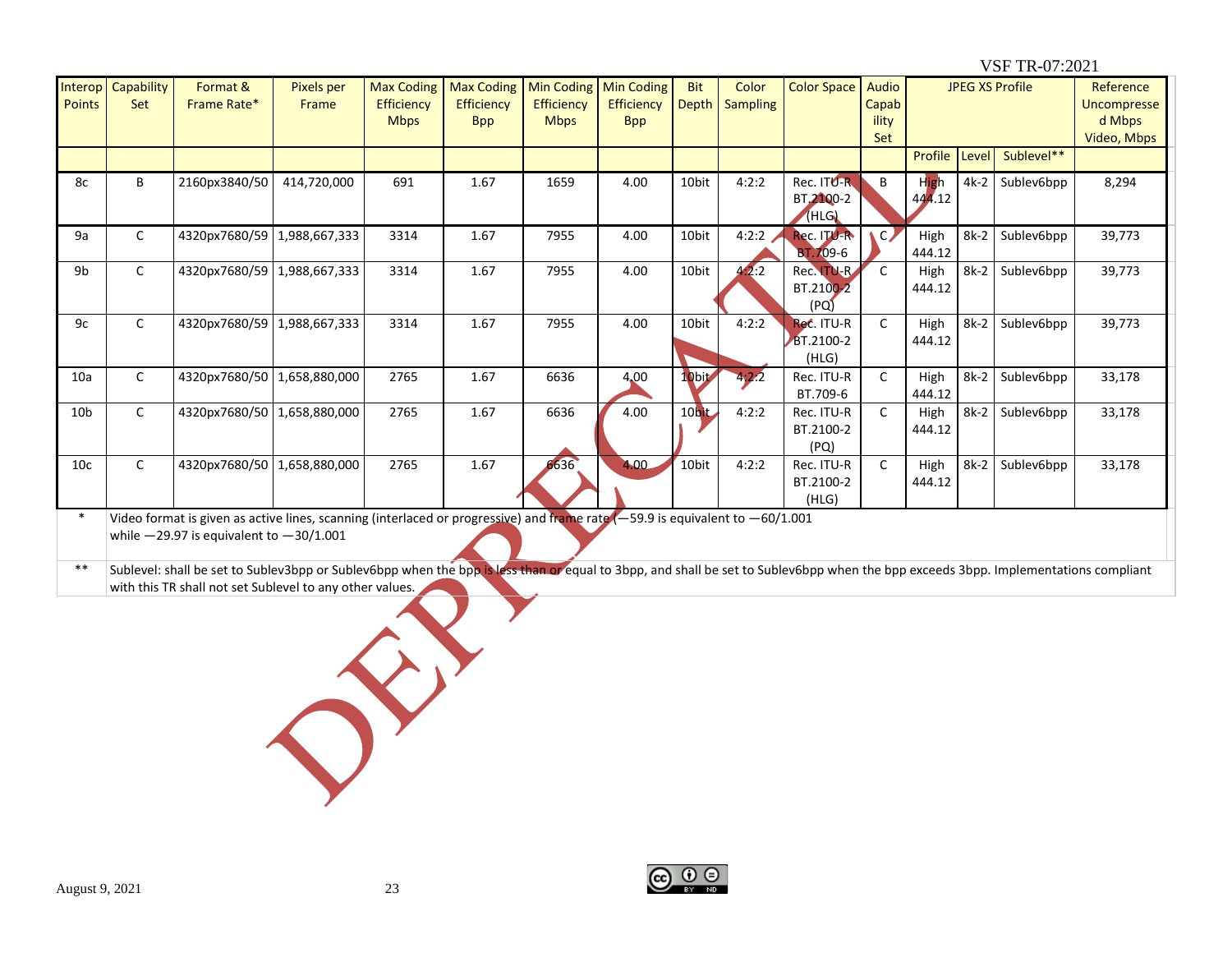| Interop Points | Capability Set | Format & Frame Rate* | Pixels per Frame | Max Coding Efficiency Mbps | Max Coding Efficiency Bpp | Min Coding Efficiency Mbps | Min Coding Efficiency Bpp | Bit Depth | Color Sampling | Color Space | Audio Capability Set | JPEG XS Profile | | | Reference Uncompressed Mbps Video, Mbps |
|---|---|---|---|---|---|---|---|---|---|---|---|---|---|---|---|
| | | | | | | | | | | | | Profile | Level | Sublevel** | |
| 8c | B | 2160px3840/50 | 414,720,000 | 691 | 1.67 | 1659 | 4.00 | 10bit | 4:2:2 | Rec. ITU-R BT.2100-2 (HLG) | B | High 444.12 | 4k-2 | Sublev6bpp | 8,294 |
| 9a | C | 4320px7680/59 | 1,988,667,333 | 3314 | 1.67 | 7955 | 4.00 | 10bit | 4:2:2 | Rec. ITU-R BT.709-6 | C | High 444.12 | 8k-2 | Sublev6bpp | 39,773 |
| 9b | C | 4320px7680/59 | 1,988,667,333 | 3314 | 1.67 | 7955 | 4.00 | 10bit | 4:2:2 | Rec. ITU-R BT.2100-2 (PQ) | C | High 444.12 | 8k-2 | Sublev6bpp | 39,773 |
| 9c | C | 4320px7680/59 | 1,988,667,333 | 3314 | 1.67 | 7955 | 4.00 | 10bit | 4:2:2 | Rec. ITU-R BT.2100-2 (HLG) | C | High 444.12 | 8k-2 | Sublev6bpp | 39,773 |
| 10a | C | 4320px7680/50 | 1,658,880,000 | 2765 | 1.67 | 6636 | 4.00 | 10bit | 4:2:2 | Rec. ITU-R BT.709-6 | C | High 444.12 | 8k-2 | Sublev6bpp | 33,178 |
| 10b | C | 4320px7680/50 | 1,658,880,000 | 2765 | 1.67 | 6636 | 4.00 | 10bit | 4:2:2 | Rec. ITU-R BT.2100-2 (PQ) | C | High 444.12 | 8k-2 | Sublev6bpp | 33,178 |
| 10c | C | 4320px7680/50 | 1,658,880,000 | 2765 | 1.67 | 6636 | 4.00 | 10bit | 4:2:2 | Rec. ITU-R BT.2100-2 (HLG) | C | High 444.12 | 8k-2 | Sublev6bpp | 33,178 |

\* Video format is given as active lines, scanning (interlaced or progressive) and frame rate (—59.9 is equivalent to —60/1.001 while —29.97 is equivalent to —30/1.001

\*\* Sublevel: shall be set to Sublev3bpp or Sublev6bpp when the bpp is less than or equal to 3bpp, and shall be set to Sublev6bpp when the bpp exceeds 3bpp. Implementations compliant with this TR shall not set Sublevel to any other values.

DEPRECATED